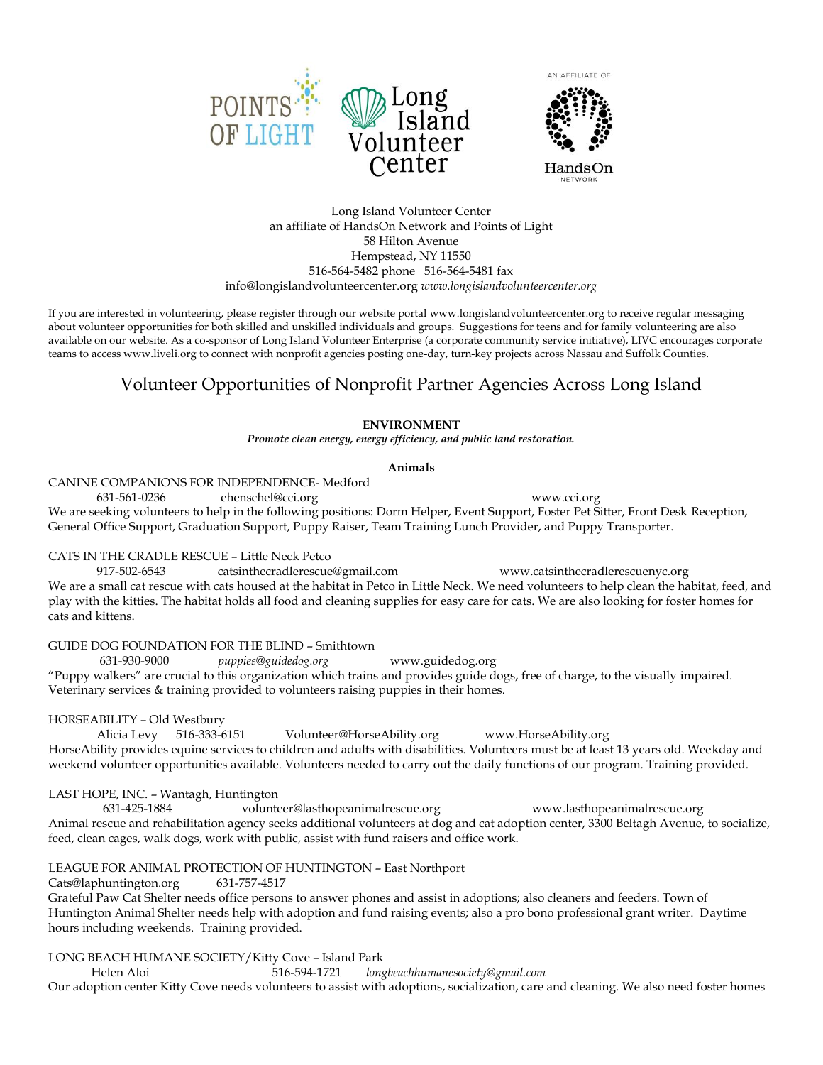Long Island Volunteer Center
an affiliate of HandsOn Network and Points of Light
58 Hilton Avenue
Hempstead, NY 11550
516-564-5482 phone 516-564-5481 fax
info@longislandvolunteercenter.org *www.longislandvolunteercenter.org*

If you are interested in volunteering, please register through our website portal www.longislandvolunteercenter.org to receive regular messaging about volunteer opportunities for both skilled and unskilled individuals and groups. Suggestions for teens and for family volunteering are also available on our website. As a co-sponsor of Long Island Volunteer Enterprise (a corporate community service initiative), LIVC encourages corporate teams to access www.liveli.org to connect with nonprofit agencies posting one-day, turn-key projects across Nassau and Suffolk Counties.

# Volunteer Opportunities of Nonprofit Partner Agencies Across Long Island

## ENVIRONMENT

***Promote clean energy, energy efficiency, and public land restoration.***

### Animals

CANINE COMPANIONS FOR INDEPENDENCE- Medford
631-561-0236 ehenschel@cci.org www.cci.org
We are seeking volunteers to help in the following positions: Dorm Helper, Event Support, Foster Pet Sitter, Front Desk Reception, General Office Support, Graduation Support, Puppy Raiser, Team Training Lunch Provider, and Puppy Transporter.

CATS IN THE CRADLE RESCUE – Little Neck Petco
917-502-6543 catsinthecradlerescue@gmail.com www.catsinthecradlerescuenyc.org
We are a small cat rescue with cats housed at the habitat in Petco in Little Neck. We need volunteers to help clean the habitat, feed, and play with the kitties. The habitat holds all food and cleaning supplies for easy care for cats. We are also looking for foster homes for cats and kittens.

GUIDE DOG FOUNDATION FOR THE BLIND – Smithtown
631-930-9000 *puppies@guidedog.org* www.guidedog.org
"Puppy walkers" are crucial to this organization which trains and provides guide dogs, free of charge, to the visually impaired. Veterinary services & training provided to volunteers raising puppies in their homes.

HORSEABILITY – Old Westbury
Alicia Levy 516-333-6151 Volunteer@HorseAbility.org www.HorseAbility.org
HorseAbility provides equine services to children and adults with disabilities. Volunteers must be at least 13 years old. Weekday and weekend volunteer opportunities available. Volunteers needed to carry out the daily functions of our program. Training provided.

LAST HOPE, INC. – Wantagh, Huntington
631-425-1884 volunteer@lasthopeanimalrescue.org www.lasthopeanimalrescue.org
Animal rescue and rehabilitation agency seeks additional volunteers at dog and cat adoption center, 3300 Beltagh Avenue, to socialize, feed, clean cages, walk dogs, work with public, assist with fund raisers and office work.

LEAGUE FOR ANIMAL PROTECTION OF HUNTINGTON – East Northport
Cats@laphuntington.org 631-757-4517
Grateful Paw Cat Shelter needs office persons to answer phones and assist in adoptions; also cleaners and feeders. Town of Huntington Animal Shelter needs help with adoption and fund raising events; also a pro bono professional grant writer. Daytime hours including weekends. Training provided.

LONG BEACH HUMANE SOCIETY/Kitty Cove – Island Park
Helen Aloi 516-594-1721 *longbeachhumanesociety@gmail.com*
Our adoption center Kitty Cove needs volunteers to assist with adoptions, socialization, care and cleaning. We also need foster homes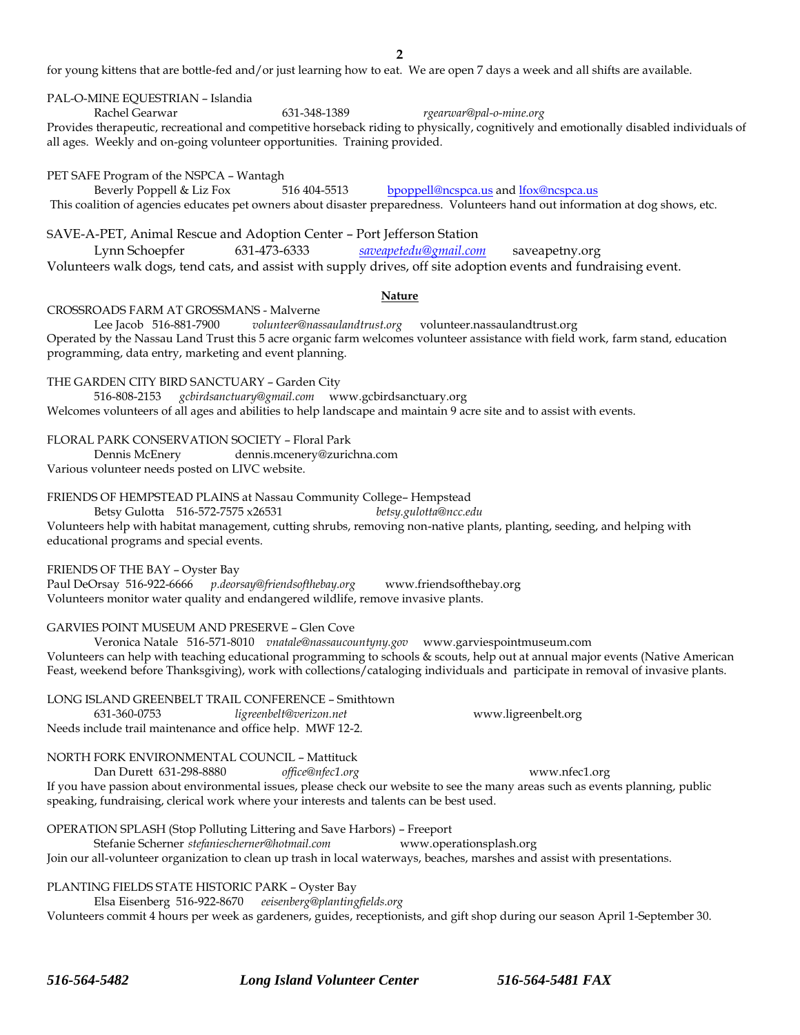for young kittens that are bottle-fed and/or just learning how to eat. We are open 7 days a week and all shifts are available.

PAL-O-MINE EQUESTRIAN – Islandia
Rachel Gearwar 631-348-1389 *rgearwar@pal-o-mine.org*
Provides therapeutic, recreational and competitive horseback riding to physically, cognitively and emotionally disabled individuals of all ages. Weekly and on-going volunteer opportunities. Training provided.

PET SAFE Program of the NSPCA – Wantagh
Beverly Poppell & Liz Fox 516 404-5513 bpoppell@ncspca.us and lfox@ncspca.us
This coalition of agencies educates pet owners about disaster preparedness. Volunteers hand out information at dog shows, etc.

SAVE-A-PET, Animal Rescue and Adoption Center – Port Jefferson Station
Lynn Schoepfer 631-473-6333 *saveapetedu@gmail.com* saveapetny.org
Volunteers walk dogs, tend cats, and assist with supply drives, off site adoption events and fundraising event.

## Nature

CROSSROADS FARM AT GROSSMANS - Malverne
Lee Jacob 516-881-7900 *volunteer@nassaulandtrust.org* volunteer.nassaulandtrust.org
Operated by the Nassau Land Trust this 5 acre organic farm welcomes volunteer assistance with field work, farm stand, education programming, data entry, marketing and event planning.

THE GARDEN CITY BIRD SANCTUARY – Garden City
516-808-2153 *gcbirdsanctuary@gmail.com* www.gcbirdsanctuary.org
Welcomes volunteers of all ages and abilities to help landscape and maintain 9 acre site and to assist with events.

FLORAL PARK CONSERVATION SOCIETY – Floral Park
Dennis McEnery dennis.mcenery@zurichna.com
Various volunteer needs posted on LIVC website.

FRIENDS OF HEMPSTEAD PLAINS at Nassau Community College– Hempstead
Betsy Gulotta 516-572-7575 x26531 *betsy.gulotta@ncc.edu*
Volunteers help with habitat management, cutting shrubs, removing non-native plants, planting, seeding, and helping with educational programs and special events.

FRIENDS OF THE BAY – Oyster Bay
Paul DeOrsay 516-922-6666 *p.deorsay@friendsofthebay.org* www.friendsofthebay.org
Volunteers monitor water quality and endangered wildlife, remove invasive plants.

GARVIES POINT MUSEUM AND PRESERVE – Glen Cove
Veronica Natale 516-571-8010 *vnatale@nassaucountyny.gov* www.garviespointmuseum.com
Volunteers can help with teaching educational programming to schools & scouts, help out at annual major events (Native American Feast, weekend before Thanksgiving), work with collections/cataloging individuals and participate in removal of invasive plants.

LONG ISLAND GREENBELT TRAIL CONFERENCE – Smithtown
631-360-0753 *ligreenbelt@verizon.net* www.ligreenbelt.org
Needs include trail maintenance and office help. MWF 12-2.

NORTH FORK ENVIRONMENTAL COUNCIL – Mattituck
Dan Durett 631-298-8880 *office@nfec1.org* www.nfec1.org
If you have passion about environmental issues, please check our website to see the many areas such as events planning, public speaking, fundraising, clerical work where your interests and talents can be best used.

OPERATION SPLASH (Stop Polluting Littering and Save Harbors) – Freeport
Stefanie Scherner *stefaniescherner@hotmail.com* www.operationsplash.org
Join our all-volunteer organization to clean up trash in local waterways, beaches, marshes and assist with presentations.

PLANTING FIELDS STATE HISTORIC PARK – Oyster Bay
Elsa Eisenberg 516-922-8670 *eeisenberg@plantingfields.org*
Volunteers commit 4 hours per week as gardeners, guides, receptionists, and gift shop during our season April 1-September 30.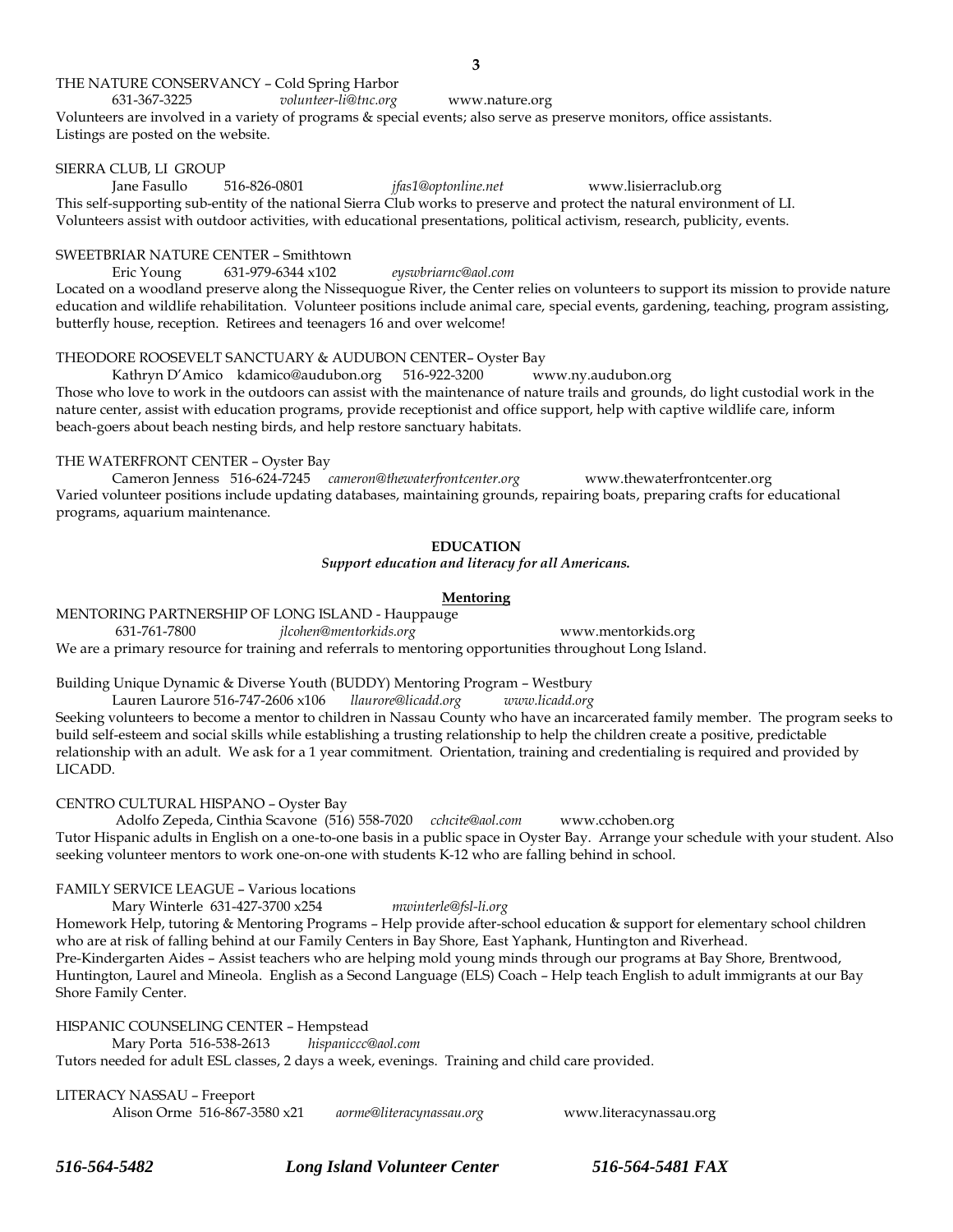THE NATURE CONSERVANCY – Cold Spring Harbor
631-367-3225 *volunteer-li@tnc.org* www.nature.org
Volunteers are involved in a variety of programs & special events; also serve as preserve monitors, office assistants. Listings are posted on the website.

SIERRA CLUB, LI GROUP
Jane Fasullo 516-826-0801 *jfas1@optonline.net* www.lisierraclub.org
This self-supporting sub-entity of the national Sierra Club works to preserve and protect the natural environment of LI. Volunteers assist with outdoor activities, with educational presentations, political activism, research, publicity, events.

SWEETBRIAR NATURE CENTER – Smithtown
Eric Young 631-979-6344 x102 *eyswbriarnc@aol.com*
Located on a woodland preserve along the Nissequogue River, the Center relies on volunteers to support its mission to provide nature education and wildlife rehabilitation. Volunteer positions include animal care, special events, gardening, teaching, program assisting, butterfly house, reception. Retirees and teenagers 16 and over welcome!

THEODORE ROOSEVELT SANCTUARY & AUDUBON CENTER– Oyster Bay
Kathryn D'Amico kdamico@audubon.org 516-922-3200 www.ny.audubon.org
Those who love to work in the outdoors can assist with the maintenance of nature trails and grounds, do light custodial work in the nature center, assist with education programs, provide receptionist and office support, help with captive wildlife care, inform beach-goers about beach nesting birds, and help restore sanctuary habitats.

THE WATERFRONT CENTER – Oyster Bay
Cameron Jenness 516-624-7245 *cameron@thewaterfrontcenter.org* www.thewaterfrontcenter.org
Varied volunteer positions include updating databases, maintaining grounds, repairing boats, preparing crafts for educational programs, aquarium maintenance.

## EDUCATION

***Support education and literacy for all Americans.***

### Mentoring

MENTORING PARTNERSHIP OF LONG ISLAND - Hauppauge
631-761-7800 *jlcohen@mentorkids.org* www.mentorkids.org
We are a primary resource for training and referrals to mentoring opportunities throughout Long Island.

Building Unique Dynamic & Diverse Youth (BUDDY) Mentoring Program – Westbury
Lauren Laurore 516-747-2606 x106 *llaurore@licadd.org* *www.licadd.org*
Seeking volunteers to become a mentor to children in Nassau County who have an incarcerated family member. The program seeks to build self-esteem and social skills while establishing a trusting relationship to help the children create a positive, predictable relationship with an adult. We ask for a 1 year commitment. Orientation, training and credentialing is required and provided by LICADD.

CENTRO CULTURAL HISPANO – Oyster Bay
Adolfo Zepeda, Cinthia Scavone (516) 558-7020 *cchcite@aol.com* www.cchoben.org
Tutor Hispanic adults in English on a one-to-one basis in a public space in Oyster Bay. Arrange your schedule with your student. Also seeking volunteer mentors to work one-on-one with students K-12 who are falling behind in school.

FAMILY SERVICE LEAGUE – Various locations
Mary Winterle 631-427-3700 x254 *mwinterle@fsl-li.org*
Homework Help, tutoring & Mentoring Programs – Help provide after-school education & support for elementary school children who are at risk of falling behind at our Family Centers in Bay Shore, East Yaphank, Huntington and Riverhead.
Pre-Kindergarten Aides – Assist teachers who are helping mold young minds through our programs at Bay Shore, Brentwood, Huntington, Laurel and Mineola. English as a Second Language (ELS) Coach – Help teach English to adult immigrants at our Bay Shore Family Center.

HISPANIC COUNSELING CENTER – Hempstead
Mary Porta 516-538-2613 *hispaniccc@aol.com*
Tutors needed for adult ESL classes, 2 days a week, evenings. Training and child care provided.

LITERACY NASSAU – Freeport
Alison Orme 516-867-3580 x21 *aorme@literacynassau.org* www.literacynassau.org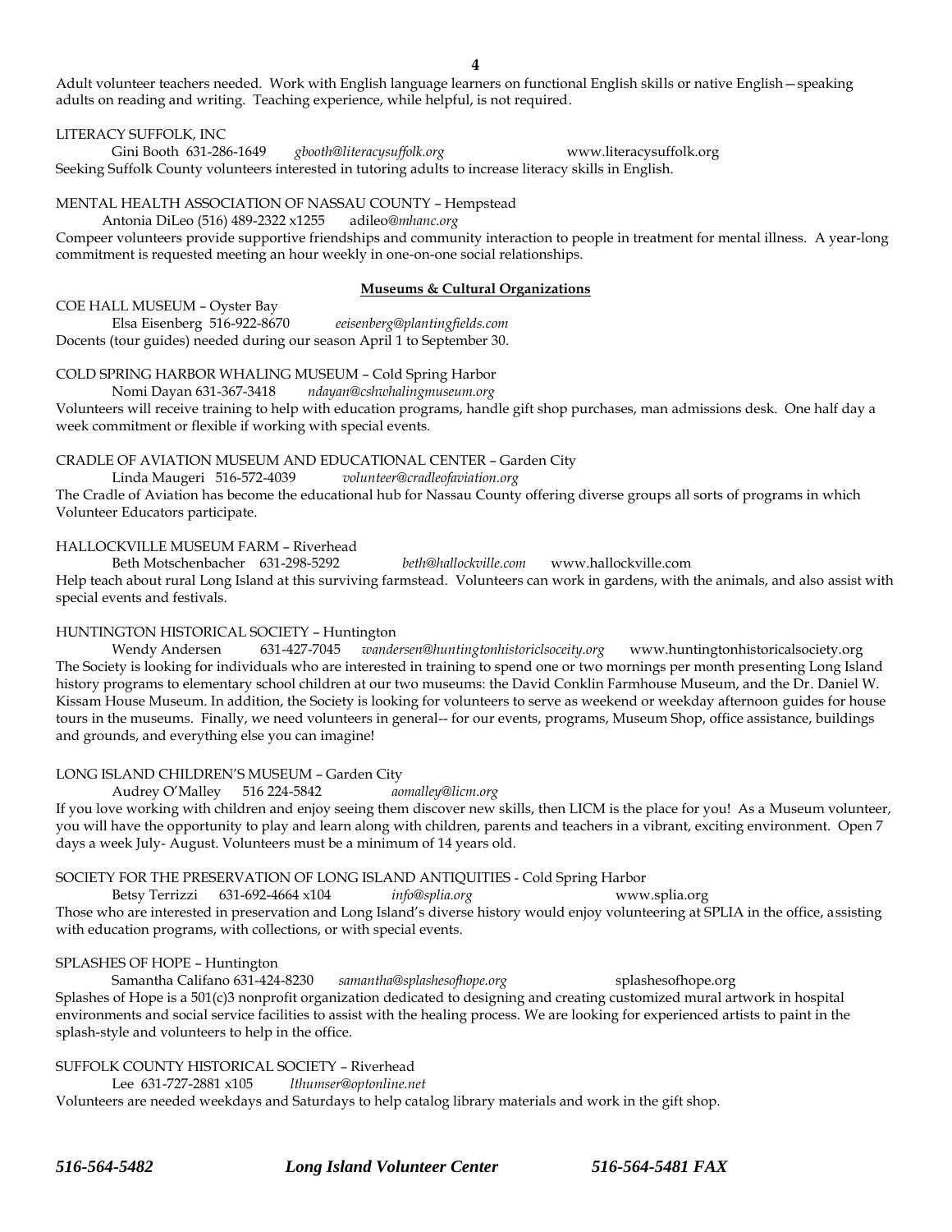Adult volunteer teachers needed. Work with English language learners on functional English skills or native English—speaking adults on reading and writing. Teaching experience, while helpful, is not required.

LITERACY SUFFOLK, INC
Gini Booth 631-286-1649 *gbooth@literacysuffolk.org* www.literacysuffolk.org
Seeking Suffolk County volunteers interested in tutoring adults to increase literacy skills in English.

MENTAL HEALTH ASSOCIATION OF NASSAU COUNTY – Hempstead
Antonia DiLeo (516) 489-2322 x1255 adileo*@mhanc.org*
Compeer volunteers provide supportive friendships and community interaction to people in treatment for mental illness. A year-long commitment is requested meeting an hour weekly in one-on-one social relationships.

## Museums & Cultural Organizations

COE HALL MUSEUM – Oyster Bay
Elsa Eisenberg 516-922-8670 *eeisenberg@plantingfields.com*
Docents (tour guides) needed during our season April 1 to September 30.

COLD SPRING HARBOR WHALING MUSEUM – Cold Spring Harbor
Nomi Dayan 631-367-3418 *ndayan@cshwhalingmuseum.org*
Volunteers will receive training to help with education programs, handle gift shop purchases, man admissions desk. One half day a week commitment or flexible if working with special events.

CRADLE OF AVIATION MUSEUM AND EDUCATIONAL CENTER – Garden City
Linda Maugeri 516-572-4039 *volunteer@cradleofaviation.org*
The Cradle of Aviation has become the educational hub for Nassau County offering diverse groups all sorts of programs in which Volunteer Educators participate.

HALLOCKVILLE MUSEUM FARM – Riverhead
Beth Motschenbacher 631-298-5292 *beth@hallockville.com* www.hallockville.com
Help teach about rural Long Island at this surviving farmstead. Volunteers can work in gardens, with the animals, and also assist with special events and festivals.

HUNTINGTON HISTORICAL SOCIETY – Huntington
Wendy Andersen 631-427-7045 *wandersen@huntingtonhistoriclsoceity.org* www.huntingtonhistoricalsociety.org
The Society is looking for individuals who are interested in training to spend one or two mornings per month presenting Long Island history programs to elementary school children at our two museums: the David Conklin Farmhouse Museum, and the Dr. Daniel W. Kissam House Museum. In addition, the Society is looking for volunteers to serve as weekend or weekday afternoon guides for house tours in the museums. Finally, we need volunteers in general-- for our events, programs, Museum Shop, office assistance, buildings and grounds, and everything else you can imagine!

LONG ISLAND CHILDREN'S MUSEUM – Garden City
Audrey O'Malley 516 224-5842 *aomalley@licm.org*
If you love working with children and enjoy seeing them discover new skills, then LICM is the place for you! As a Museum volunteer, you will have the opportunity to play and learn along with children, parents and teachers in a vibrant, exciting environment. Open 7 days a week July- August. Volunteers must be a minimum of 14 years old.

SOCIETY FOR THE PRESERVATION OF LONG ISLAND ANTIQUITIES - Cold Spring Harbor
Betsy Terrizzi 631-692-4664 x104 *info@splia.org* www.splia.org
Those who are interested in preservation and Long Island's diverse history would enjoy volunteering at SPLIA in the office, assisting with education programs, with collections, or with special events.

SPLASHES OF HOPE – Huntington
Samantha Califano 631-424-8230 *samantha@splashesofhope.org* splashesofhope.org
Splashes of Hope is a 501(c)3 nonprofit organization dedicated to designing and creating customized mural artwork in hospital environments and social service facilities to assist with the healing process. We are looking for experienced artists to paint in the splash-style and volunteers to help in the office.

SUFFOLK COUNTY HISTORICAL SOCIETY – Riverhead
Lee 631-727-2881 x105 *lthumser@optonline.net*
Volunteers are needed weekdays and Saturdays to help catalog library materials and work in the gift shop.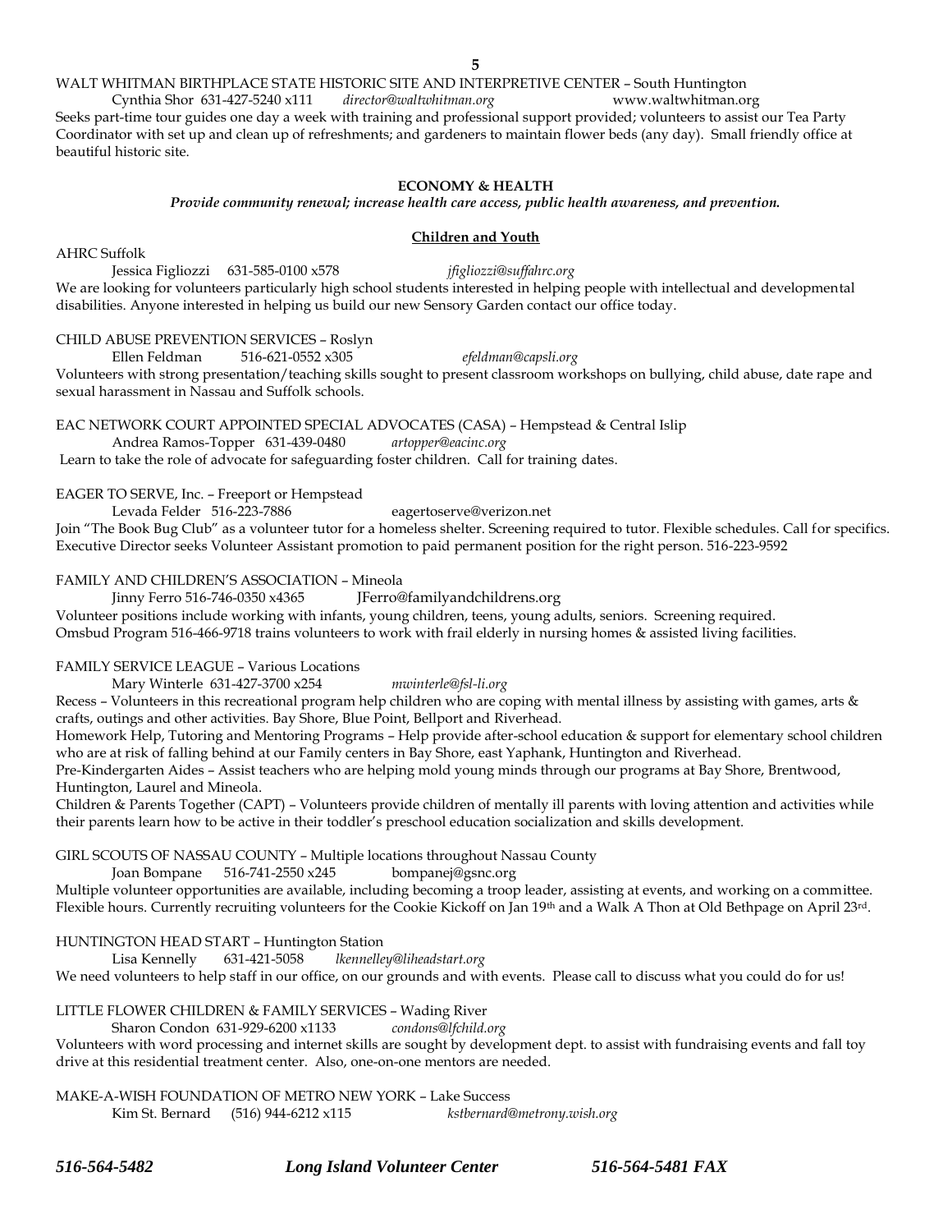WALT WHITMAN BIRTHPLACE STATE HISTORIC SITE AND INTERPRETIVE CENTER – South Huntington
Cynthia Shor 631-427-5240 x111 *director@waltwhitman.org* www.waltwhitman.org
Seeks part-time tour guides one day a week with training and professional support provided; volunteers to assist our Tea Party Coordinator with set up and clean up of refreshments; and gardeners to maintain flower beds (any day). Small friendly office at beautiful historic site.

## ECONOMY & HEALTH

***Provide community renewal; increase health care access, public health awareness, and prevention.***

### Children and Youth

AHRC Suffolk
Jessica Figliozzi 631-585-0100 x578 *jfigliozzi@suffahrc.org*
We are looking for volunteers particularly high school students interested in helping people with intellectual and developmental disabilities. Anyone interested in helping us build our new Sensory Garden contact our office today.

CHILD ABUSE PREVENTION SERVICES – Roslyn
Ellen Feldman 516-621-0552 x305 *efeldman@capsli.org*
Volunteers with strong presentation/teaching skills sought to present classroom workshops on bullying, child abuse, date rape and sexual harassment in Nassau and Suffolk schools.

EAC NETWORK COURT APPOINTED SPECIAL ADVOCATES (CASA) – Hempstead & Central Islip
Andrea Ramos-Topper 631-439-0480 *artopper@eacinc.org*
Learn to take the role of advocate for safeguarding foster children. Call for training dates.

EAGER TO SERVE, Inc. – Freeport or Hempstead
Levada Felder 516-223-7886 eagertoserve@verizon.net
Join "The Book Bug Club" as a volunteer tutor for a homeless shelter. Screening required to tutor. Flexible schedules. Call for specifics. Executive Director seeks Volunteer Assistant promotion to paid permanent position for the right person. 516-223-9592

FAMILY AND CHILDREN'S ASSOCIATION – Mineola
Jinny Ferro 516-746-0350 x4365 JFerro@familyandchildrens.org
Volunteer positions include working with infants, young children, teens, young adults, seniors. Screening required.
Omsbud Program 516-466-9718 trains volunteers to work with frail elderly in nursing homes & assisted living facilities.

FAMILY SERVICE LEAGUE – Various Locations
Mary Winterle 631-427-3700 x254 *mwinterle@fsl-li.org*
Recess – Volunteers in this recreational program help children who are coping with mental illness by assisting with games, arts & crafts, outings and other activities. Bay Shore, Blue Point, Bellport and Riverhead.
Homework Help, Tutoring and Mentoring Programs – Help provide after-school education & support for elementary school children who are at risk of falling behind at our Family centers in Bay Shore, east Yaphank, Huntington and Riverhead.
Pre-Kindergarten Aides – Assist teachers who are helping mold young minds through our programs at Bay Shore, Brentwood, Huntington, Laurel and Mineola.
Children & Parents Together (CAPT) – Volunteers provide children of mentally ill parents with loving attention and activities while their parents learn how to be active in their toddler's preschool education socialization and skills development.

GIRL SCOUTS OF NASSAU COUNTY – Multiple locations throughout Nassau County
Joan Bompane 516-741-2550 x245 bompanej@gsnc.org
Multiple volunteer opportunities are available, including becoming a troop leader, assisting at events, and working on a committee. Flexible hours. Currently recruiting volunteers for the Cookie Kickoff on Jan 19th and a Walk A Thon at Old Bethpage on April 23rd.

HUNTINGTON HEAD START – Huntington Station
Lisa Kennelly 631-421-5058 *lkennelley@liheadstart.org*
We need volunteers to help staff in our office, on our grounds and with events. Please call to discuss what you could do for us!

LITTLE FLOWER CHILDREN & FAMILY SERVICES – Wading River
Sharon Condon 631-929-6200 x1133 *condons@lfchild.org*
Volunteers with word processing and internet skills are sought by development dept. to assist with fundraising events and fall toy drive at this residential treatment center. Also, one-on-one mentors are needed.

MAKE-A-WISH FOUNDATION OF METRO NEW YORK – Lake Success
Kim St. Bernard (516) 944-6212 x115 *kstbernard@metrony.wish.org*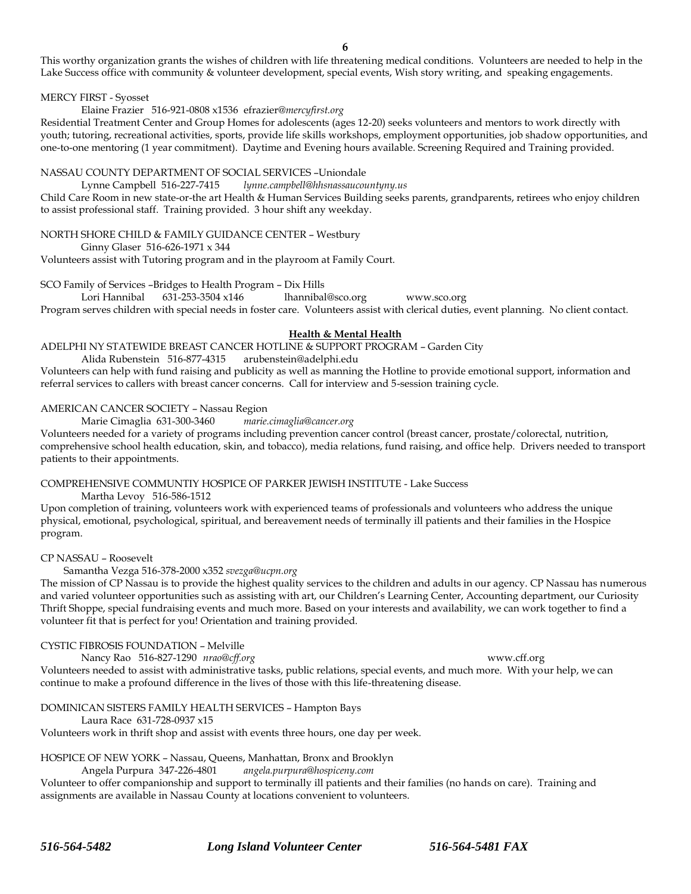This worthy organization grants the wishes of children with life threatening medical conditions. Volunteers are needed to help in the Lake Success office with community & volunteer development, special events, Wish story writing, and speaking engagements.

MERCY FIRST - Syosset

Elaine Frazier 516-921-0808 x1536 efrazier*@mercyfirst.org*

Residential Treatment Center and Group Homes for adolescents (ages 12-20) seeks volunteers and mentors to work directly with youth; tutoring, recreational activities, sports, provide life skills workshops, employment opportunities, job shadow opportunities, and one-to-one mentoring (1 year commitment). Daytime and Evening hours available. Screening Required and Training provided.

NASSAU COUNTY DEPARTMENT OF SOCIAL SERVICES –Uniondale

Lynne Campbell 516-227-7415 *lynne.campbell@hhsnassaucountyny.us*

Child Care Room in new state-or-the art Health & Human Services Building seeks parents, grandparents, retirees who enjoy children to assist professional staff. Training provided. 3 hour shift any weekday.

NORTH SHORE CHILD & FAMILY GUIDANCE CENTER – Westbury

Ginny Glaser 516-626-1971 x 344

Volunteers assist with Tutoring program and in the playroom at Family Court.

SCO Family of Services –Bridges to Health Program – Dix Hills

Lori Hannibal 631-253-3504 x146 lhannibal@sco.org www.sco.org

Program serves children with special needs in foster care. Volunteers assist with clerical duties, event planning. No client contact.

## Health & Mental Health

ADELPHI NY STATEWIDE BREAST CANCER HOTLINE & SUPPORT PROGRAM – Garden City

Alida Rubenstein 516-877-4315 arubenstein@adelphi.edu

Volunteers can help with fund raising and publicity as well as manning the Hotline to provide emotional support, information and referral services to callers with breast cancer concerns. Call for interview and 5-session training cycle.

AMERICAN CANCER SOCIETY – Nassau Region

Marie Cimaglia 631-300-3460 *marie.cimaglia@cancer.org*

Volunteers needed for a variety of programs including prevention cancer control (breast cancer, prostate/colorectal, nutrition, comprehensive school health education, skin, and tobacco), media relations, fund raising, and office help. Drivers needed to transport patients to their appointments.

COMPREHENSIVE COMMUNTIY HOSPICE OF PARKER JEWISH INSTITUTE - Lake Success

Martha Levoy 516-586-1512

Upon completion of training, volunteers work with experienced teams of professionals and volunteers who address the unique physical, emotional, psychological, spiritual, and bereavement needs of terminally ill patients and their families in the Hospice program.

CP NASSAU – Roosevelt

Samantha Vezga 516-378-2000 x352 *svezga@ucpn.org*

The mission of CP Nassau is to provide the highest quality services to the children and adults in our agency. CP Nassau has numerous and varied volunteer opportunities such as assisting with art, our Children's Learning Center, Accounting department, our Curiosity Thrift Shoppe, special fundraising events and much more. Based on your interests and availability, we can work together to find a volunteer fit that is perfect for you! Orientation and training provided.

CYSTIC FIBROSIS FOUNDATION – Melville

Nancy Rao 516-827-1290 *nrao@cff.org* www.cff.org

Volunteers needed to assist with administrative tasks, public relations, special events, and much more. With your help, we can continue to make a profound difference in the lives of those with this life-threatening disease.

DOMINICAN SISTERS FAMILY HEALTH SERVICES – Hampton Bays

Laura Race 631-728-0937 x15

Volunteers work in thrift shop and assist with events three hours, one day per week.

HOSPICE OF NEW YORK – Nassau, Queens, Manhattan, Bronx and Brooklyn

Angela Purpura 347-226-4801 *angela.purpura@hospiceny.com*

Volunteer to offer companionship and support to terminally ill patients and their families (no hands on care). Training and assignments are available in Nassau County at locations convenient to volunteers.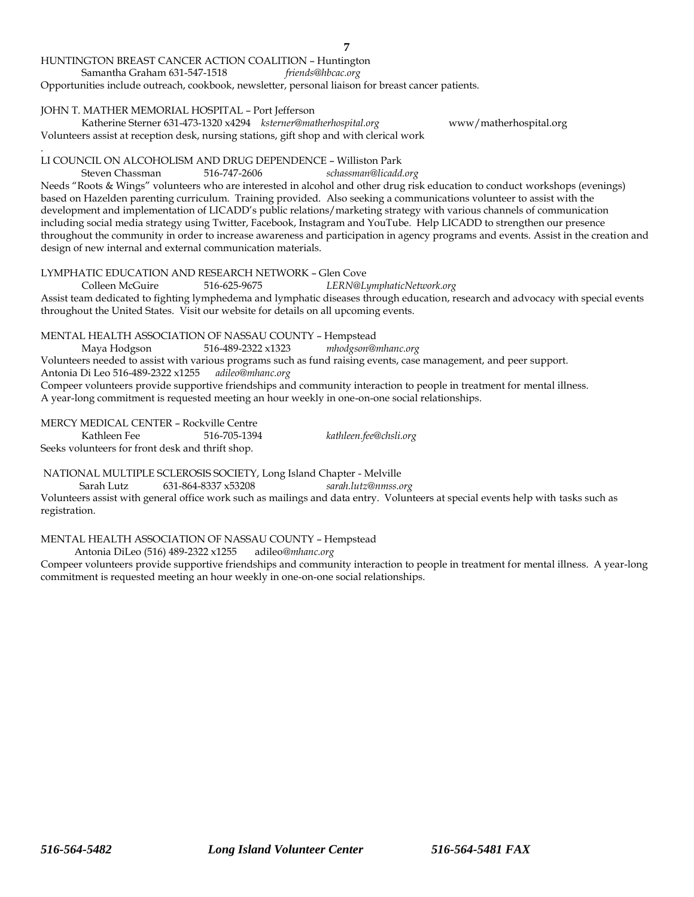HUNTINGTON BREAST CANCER ACTION COALITION – Huntington

Samantha Graham 631-547-1518 *friends@hbcac.org*

Opportunities include outreach, cookbook, newsletter, personal liaison for breast cancer patients.

JOHN T. MATHER MEMORIAL HOSPITAL – Port Jefferson

Katherine Sterner 631-473-1320 x4294 *ksterner@matherhospital.org* www/matherhospital.org

Volunteers assist at reception desk, nursing stations, gift shop and with clerical work

.

LI COUNCIL ON ALCOHOLISM AND DRUG DEPENDENCE – Williston Park

Steven Chassman 516-747-2606 *schassman@licadd.org*

Needs "Roots & Wings" volunteers who are interested in alcohol and other drug risk education to conduct workshops (evenings) based on Hazelden parenting curriculum. Training provided. Also seeking a communications volunteer to assist with the development and implementation of LICADD's public relations/marketing strategy with various channels of communication including social media strategy using Twitter, Facebook, Instagram and YouTube. Help LICADD to strengthen our presence throughout the community in order to increase awareness and participation in agency programs and events. Assist in the creation and design of new internal and external communication materials.

LYMPHATIC EDUCATION AND RESEARCH NETWORK – Glen Cove

Colleen McGuire 516-625-9675 *LERN@LymphaticNetwork.org*

Assist team dedicated to fighting lymphedema and lymphatic diseases through education, research and advocacy with special events throughout the United States. Visit our website for details on all upcoming events.

MENTAL HEALTH ASSOCIATION OF NASSAU COUNTY – Hempstead

Maya Hodgson 516-489-2322 x1323 *mhodgson@mhanc.org*

Volunteers needed to assist with various programs such as fund raising events, case management, and peer support.

Antonia Di Leo 516-489-2322 x1255 *adileo@mhanc.org*

Compeer volunteers provide supportive friendships and community interaction to people in treatment for mental illness. A year-long commitment is requested meeting an hour weekly in one-on-one social relationships.

MERCY MEDICAL CENTER – Rockville Centre

Kathleen Fee 516-705-1394 *kathleen.fee@chsli.org*

Seeks volunteers for front desk and thrift shop.

NATIONAL MULTIPLE SCLEROSIS SOCIETY, Long Island Chapter - Melville

Sarah Lutz 631-864-8337 x53208 *sarah.lutz@nmss.org*

Volunteers assist with general office work such as mailings and data entry. Volunteers at special events help with tasks such as registration.

MENTAL HEALTH ASSOCIATION OF NASSAU COUNTY – Hempstead

Antonia DiLeo (516) 489-2322 x1255 adileo*@mhanc.org*

Compeer volunteers provide supportive friendships and community interaction to people in treatment for mental illness. A year-long commitment is requested meeting an hour weekly in one-on-one social relationships.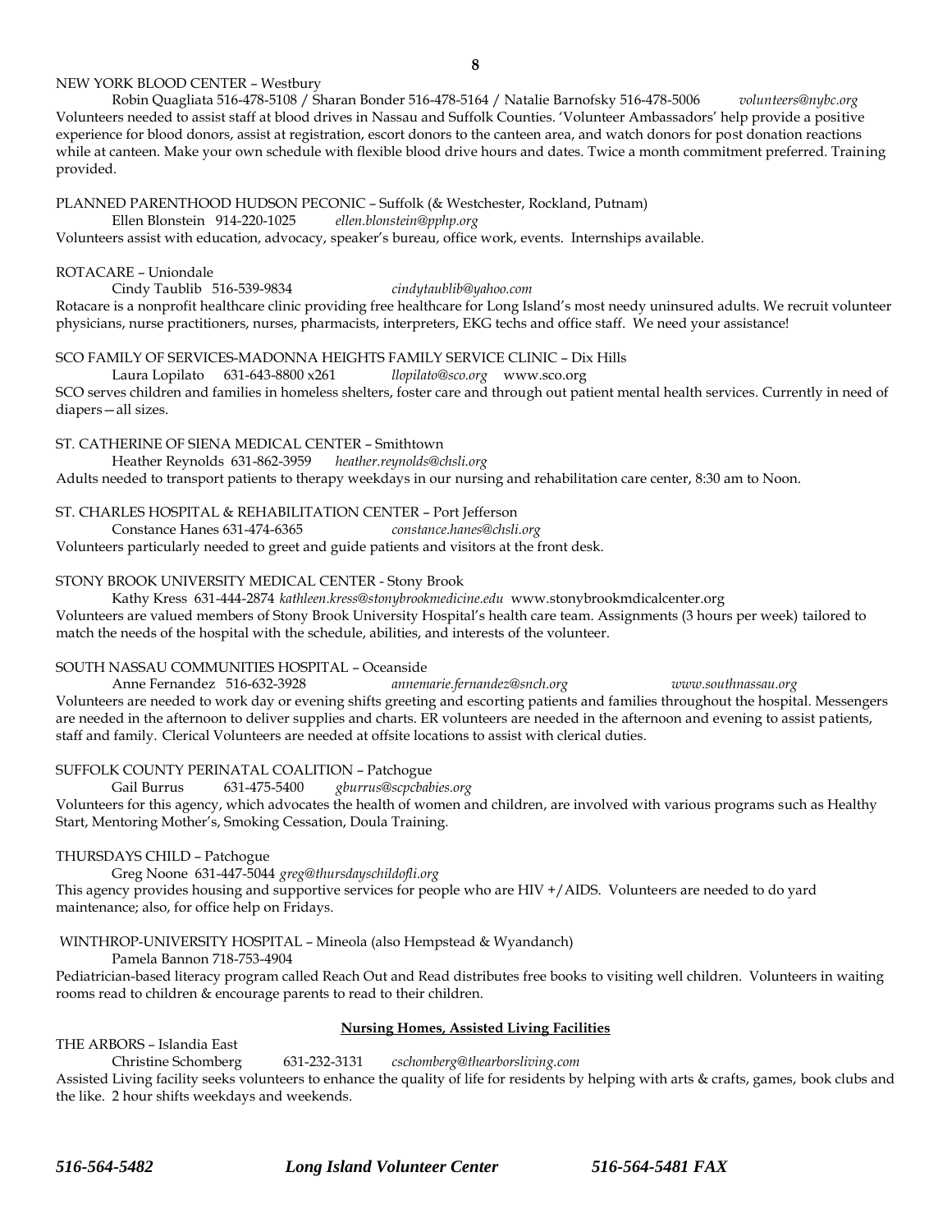NEW YORK BLOOD CENTER – Westbury

Robin Quagliata 516-478-5108 / Sharan Bonder 516-478-5164 / Natalie Barnofsky 516-478-5006 *volunteers@nybc.org*

Volunteers needed to assist staff at blood drives in Nassau and Suffolk Counties. 'Volunteer Ambassadors' help provide a positive experience for blood donors, assist at registration, escort donors to the canteen area, and watch donors for post donation reactions while at canteen. Make your own schedule with flexible blood drive hours and dates. Twice a month commitment preferred. Training provided.

PLANNED PARENTHOOD HUDSON PECONIC – Suffolk (& Westchester, Rockland, Putnam)

Ellen Blonstein 914-220-1025 *ellen.blonstein@pphp.org*

Volunteers assist with education, advocacy, speaker's bureau, office work, events. Internships available.

ROTACARE – Uniondale

Cindy Taublib 516-539-9834 *cindytaublib@yahoo.com*

Rotacare is a nonprofit healthcare clinic providing free healthcare for Long Island's most needy uninsured adults. We recruit volunteer physicians, nurse practitioners, nurses, pharmacists, interpreters, EKG techs and office staff. We need your assistance!

SCO FAMILY OF SERVICES-MADONNA HEIGHTS FAMILY SERVICE CLINIC – Dix Hills

Laura Lopilato 631-643-8800 x261 *llopilato@sco.org* www.sco.org

SCO serves children and families in homeless shelters, foster care and through out patient mental health services. Currently in need of diapers—all sizes.

ST. CATHERINE OF SIENA MEDICAL CENTER – Smithtown

Heather Reynolds 631-862-3959 *heather.reynolds@chsli.org*

Adults needed to transport patients to therapy weekdays in our nursing and rehabilitation care center, 8:30 am to Noon.

ST. CHARLES HOSPITAL & REHABILITATION CENTER – Port Jefferson

Constance Hanes 631-474-6365 *constance.hanes@chsli.org*

Volunteers particularly needed to greet and guide patients and visitors at the front desk.

STONY BROOK UNIVERSITY MEDICAL CENTER - Stony Brook

Kathy Kress 631-444-2874 *kathleen.kress@stonybrookmedicine.edu* www.stonybrookmdicalcenter.org

Volunteers are valued members of Stony Brook University Hospital's health care team. Assignments (3 hours per week) tailored to match the needs of the hospital with the schedule, abilities, and interests of the volunteer.

SOUTH NASSAU COMMUNITIES HOSPITAL – Oceanside

Anne Fernandez 516-632-3928 *annemarie.fernandez@snch.org* *www.southnassau.org*

Volunteers are needed to work day or evening shifts greeting and escorting patients and families throughout the hospital. Messengers are needed in the afternoon to deliver supplies and charts. ER volunteers are needed in the afternoon and evening to assist patients, staff and family. Clerical Volunteers are needed at offsite locations to assist with clerical duties.

SUFFOLK COUNTY PERINATAL COALITION – Patchogue

Gail Burrus 631-475-5400 *gburrus@scpcbabies.org*

Volunteers for this agency, which advocates the health of women and children, are involved with various programs such as Healthy Start, Mentoring Mother's, Smoking Cessation, Doula Training.

THURSDAYS CHILD – Patchogue

Greg Noone 631-447-5044 *greg@thursdayschildofli.org*

This agency provides housing and supportive services for people who are HIV +/AIDS. Volunteers are needed to do yard maintenance; also, for office help on Fridays.

WINTHROP-UNIVERSITY HOSPITAL – Mineola (also Hempstead & Wyandanch)

Pamela Bannon 718-753-4904

Pediatrician-based literacy program called Reach Out and Read distributes free books to visiting well children. Volunteers in waiting rooms read to children & encourage parents to read to their children.

## Nursing Homes, Assisted Living Facilities

THE ARBORS – Islandia East

Christine Schomberg 631-232-3131 *cschomberg@thearborsliving.com*

Assisted Living facility seeks volunteers to enhance the quality of life for residents by helping with arts & crafts, games, book clubs and the like. 2 hour shifts weekdays and weekends.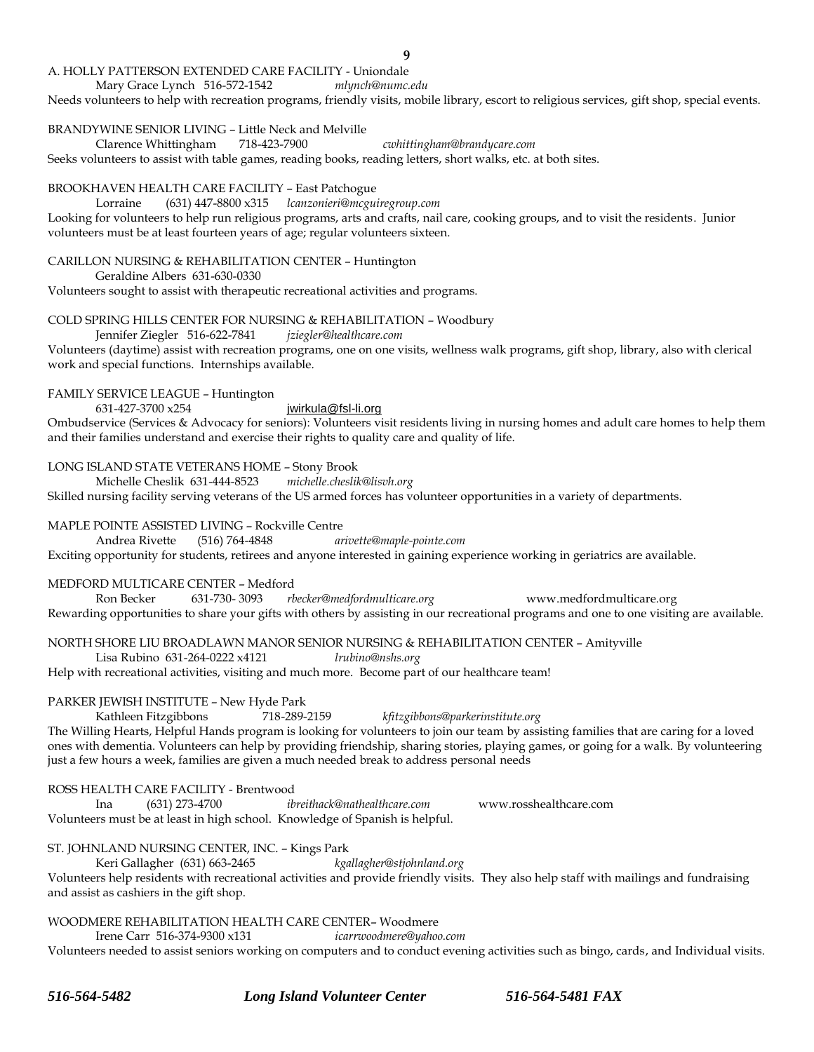A. HOLLY PATTERSON EXTENDED CARE FACILITY - Uniondale
Mary Grace Lynch 516-572-1542 *mlynch@numc.edu*
Needs volunteers to help with recreation programs, friendly visits, mobile library, escort to religious services, gift shop, special events.

BRANDYWINE SENIOR LIVING – Little Neck and Melville
Clarence Whittingham 718-423-7900 *cwhittingham@brandycare.com*
Seeks volunteers to assist with table games, reading books, reading letters, short walks, etc. at both sites.

BROOKHAVEN HEALTH CARE FACILITY – East Patchogue
Lorraine (631) 447-8800 x315 *lcanzonieri@mcguiregroup.com*
Looking for volunteers to help run religious programs, arts and crafts, nail care, cooking groups, and to visit the residents. Junior volunteers must be at least fourteen years of age; regular volunteers sixteen.

CARILLON NURSING & REHABILITATION CENTER – Huntington
Geraldine Albers 631-630-0330
Volunteers sought to assist with therapeutic recreational activities and programs.

COLD SPRING HILLS CENTER FOR NURSING & REHABILITATION – Woodbury
Jennifer Ziegler 516-622-7841 *jziegler@healthcare.com*
Volunteers (daytime) assist with recreation programs, one on one visits, wellness walk programs, gift shop, library, also with clerical work and special functions. Internships available.

FAMILY SERVICE LEAGUE – Huntington
631-427-3700 x254 jwirkula@fsl-li.org
Ombudservice (Services & Advocacy for seniors): Volunteers visit residents living in nursing homes and adult care homes to help them and their families understand and exercise their rights to quality care and quality of life.

LONG ISLAND STATE VETERANS HOME – Stony Brook
Michelle Cheslik 631-444-8523 *michelle.cheslik@lisvh.org*
Skilled nursing facility serving veterans of the US armed forces has volunteer opportunities in a variety of departments.

MAPLE POINTE ASSISTED LIVING – Rockville Centre
Andrea Rivette (516) 764-4848 *arivette@maple-pointe.com*
Exciting opportunity for students, retirees and anyone interested in gaining experience working in geriatrics are available.

MEDFORD MULTICARE CENTER – Medford
Ron Becker 631-730- 3093 *rbecker@medfordmulticare.org* www.medfordmulticare.org
Rewarding opportunities to share your gifts with others by assisting in our recreational programs and one to one visiting are available.

NORTH SHORE LIU BROADLAWN MANOR SENIOR NURSING & REHABILITATION CENTER – Amityville
Lisa Rubino 631-264-0222 x4121 *lrubino@nshs.org*
Help with recreational activities, visiting and much more. Become part of our healthcare team!

PARKER JEWISH INSTITUTE – New Hyde Park
Kathleen Fitzgibbons 718-289-2159 *kfitzgibbons@parkerinstitute.org*
The Willing Hearts, Helpful Hands program is looking for volunteers to join our team by assisting families that are caring for a loved ones with dementia. Volunteers can help by providing friendship, sharing stories, playing games, or going for a walk. By volunteering just a few hours a week, families are given a much needed break to address personal needs

ROSS HEALTH CARE FACILITY - Brentwood
Ina (631) 273-4700 *ibreithack@nathealthcare.com* www.rosshealthcare.com
Volunteers must be at least in high school. Knowledge of Spanish is helpful.

ST. JOHNLAND NURSING CENTER, INC. – Kings Park
Keri Gallagher (631) 663-2465 *kgallagher@stjohnland.org*
Volunteers help residents with recreational activities and provide friendly visits. They also help staff with mailings and fundraising and assist as cashiers in the gift shop.

WOODMERE REHABILITATION HEALTH CARE CENTER– Woodmere
Irene Carr 516-374-9300 x131 *icarrwoodmere@yahoo.com*
Volunteers needed to assist seniors working on computers and to conduct evening activities such as bingo, cards, and Individual visits.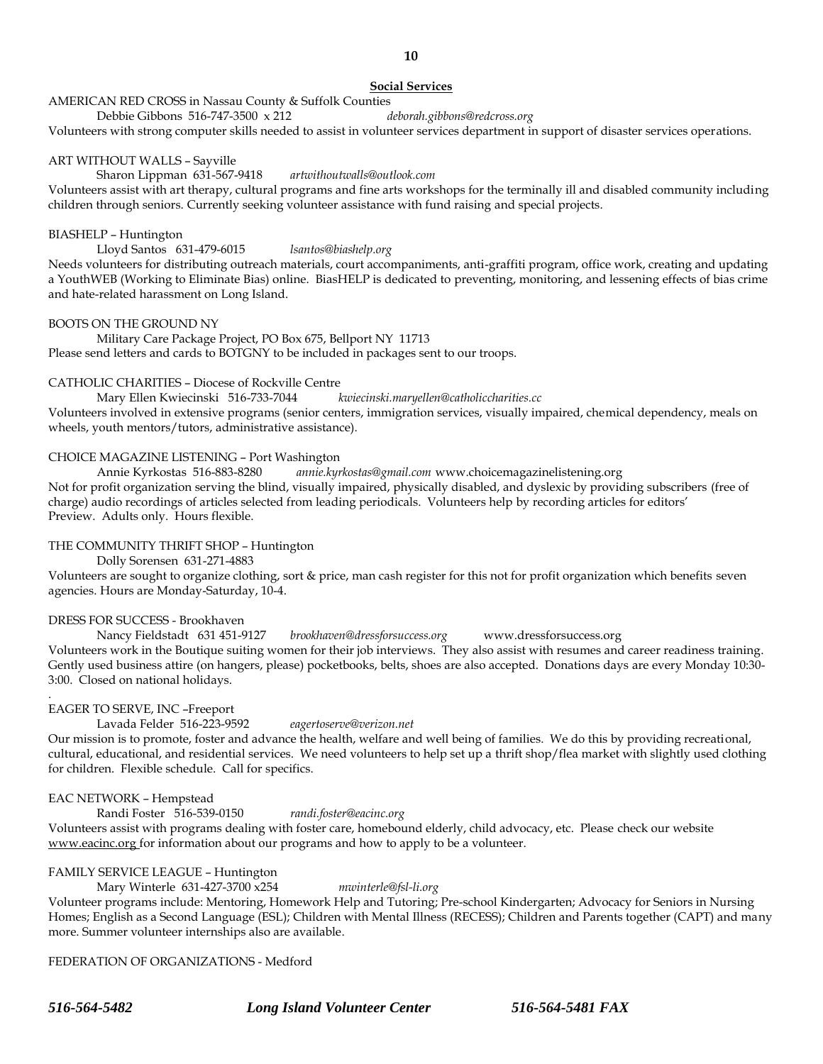## Social Services

AMERICAN RED CROSS in Nassau County & Suffolk Counties

Debbie Gibbons 516-747-3500 x 212 *deborah.gibbons@redcross.org*

Volunteers with strong computer skills needed to assist in volunteer services department in support of disaster services operations.

ART WITHOUT WALLS – Sayville

Sharon Lippman 631-567-9418 *artwithoutwalls@outlook.com*

Volunteers assist with art therapy, cultural programs and fine arts workshops for the terminally ill and disabled community including children through seniors. Currently seeking volunteer assistance with fund raising and special projects.

BIASHELP – Huntington

Lloyd Santos 631-479-6015 *lsantos@biashelp.org*

Needs volunteers for distributing outreach materials, court accompaniments, anti-graffiti program, office work, creating and updating a YouthWEB (Working to Eliminate Bias) online. BiasHELP is dedicated to preventing, monitoring, and lessening effects of bias crime and hate-related harassment on Long Island.

BOOTS ON THE GROUND NY

Military Care Package Project, PO Box 675, Bellport NY 11713

Please send letters and cards to BOTGNY to be included in packages sent to our troops.

CATHOLIC CHARITIES – Diocese of Rockville Centre

Mary Ellen Kwiecinski 516-733-7044 *kwiecinski.maryellen@catholiccharities.cc*

Volunteers involved in extensive programs (senior centers, immigration services, visually impaired, chemical dependency, meals on wheels, youth mentors/tutors, administrative assistance).

CHOICE MAGAZINE LISTENING – Port Washington

Annie Kyrkostas 516-883-8280 *annie.kyrkostas@gmail.com* www.choicemagazinelistening.org

Not for profit organization serving the blind, visually impaired, physically disabled, and dyslexic by providing subscribers (free of charge) audio recordings of articles selected from leading periodicals. Volunteers help by recording articles for editors' Preview. Adults only. Hours flexible.

THE COMMUNITY THRIFT SHOP – Huntington

Dolly Sorensen 631-271-4883

Volunteers are sought to organize clothing, sort & price, man cash register for this not for profit organization which benefits seven agencies. Hours are Monday-Saturday, 10-4.

DRESS FOR SUCCESS - Brookhaven

Nancy Fieldstadt 631 451-9127 *brookhaven@dressforsuccess.org* www.dressforsuccess.org

Volunteers work in the Boutique suiting women for their job interviews. They also assist with resumes and career readiness training. Gently used business attire (on hangers, please) pocketbooks, belts, shoes are also accepted. Donations days are every Monday 10:30-3:00. Closed on national holidays.

EAGER TO SERVE, INC –Freeport

Lavada Felder 516-223-9592 *eagertoserve@verizon.net*

Our mission is to promote, foster and advance the health, welfare and well being of families. We do this by providing recreational, cultural, educational, and residential services. We need volunteers to help set up a thrift shop/flea market with slightly used clothing for children. Flexible schedule. Call for specifics.

EAC NETWORK – Hempstead

Randi Foster 516-539-0150 *randi.foster@eacinc.org*

Volunteers assist with programs dealing with foster care, homebound elderly, child advocacy, etc. Please check our website www.eacinc.org for information about our programs and how to apply to be a volunteer.

FAMILY SERVICE LEAGUE – Huntington

Mary Winterle 631-427-3700 x254 *mwinterle@fsl-li.org*

Volunteer programs include: Mentoring, Homework Help and Tutoring; Pre-school Kindergarten; Advocacy for Seniors in Nursing Homes; English as a Second Language (ESL); Children with Mental Illness (RECESS); Children and Parents together (CAPT) and many more. Summer volunteer internships also are available.

FEDERATION OF ORGANIZATIONS - Medford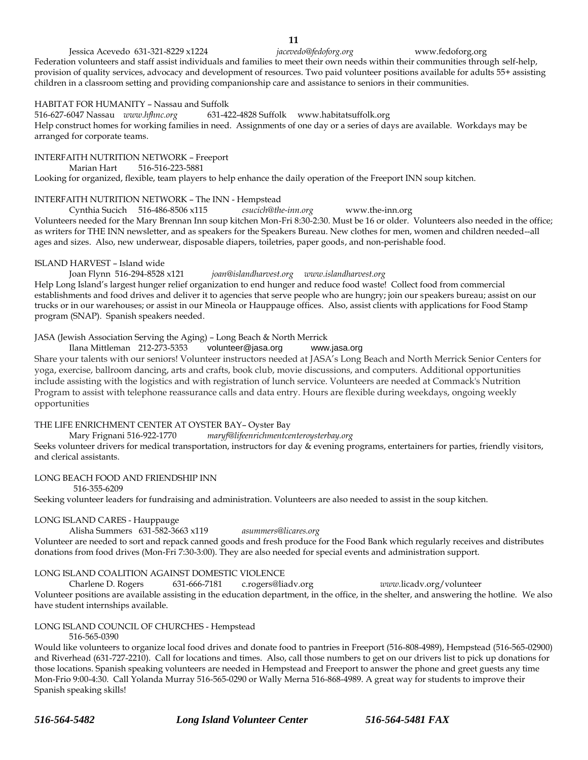Jessica Acevedo 631-321-8229 x1224 *jacevedo@fedoforg.org* www.fedoforg.org

Federation volunteers and staff assist individuals and families to meet their own needs within their communities through self-help, provision of quality services, advocacy and development of resources. Two paid volunteer positions available for adults 55+ assisting children in a classroom setting and providing companionship care and assistance to seniors in their communities.

HABITAT FOR HUMANITY – Nassau and Suffolk

516-627-6047 Nassau *www.hfhnc.org* 631-422-4828 Suffolk www.habitatsuffolk.org

Help construct homes for working families in need. Assignments of one day or a series of days are available. Workdays may be arranged for corporate teams.

INTERFAITH NUTRITION NETWORK – Freeport

Marian Hart 516-516-223-5881

Looking for organized, flexible, team players to help enhance the daily operation of the Freeport INN soup kitchen.

INTERFAITH NUTRITION NETWORK – The INN - Hempstead

Cynthia Sucich 516-486-8506 x115 *csucich@the-inn.org* www.the-inn.org

Volunteers needed for the Mary Brennan Inn soup kitchen Mon-Fri 8:30-2:30. Must be 16 or older. Volunteers also needed in the office; as writers for THE INN newsletter, and as speakers for the Speakers Bureau. New clothes for men, women and children needed--all ages and sizes. Also, new underwear, disposable diapers, toiletries, paper goods, and non-perishable food.

ISLAND HARVEST – Island wide

Joan Flynn 516-294-8528 x121 *joan@islandharvest.org* *www.islandharvest.org*

Help Long Island's largest hunger relief organization to end hunger and reduce food waste! Collect food from commercial establishments and food drives and deliver it to agencies that serve people who are hungry; join our speakers bureau; assist on our trucks or in our warehouses; or assist in our Mineola or Hauppauge offices. Also, assist clients with applications for Food Stamp program (SNAP). Spanish speakers needed.

JASA (Jewish Association Serving the Aging) – Long Beach & North Merrick

Ilana Mittleman 212-273-5353 volunteer@jasa.org www.jasa.org

Share your talents with our seniors! Volunteer instructors needed at JASA's Long Beach and North Merrick Senior Centers for yoga, exercise, ballroom dancing, arts and crafts, book club, movie discussions, and computers. Additional opportunities include assisting with the logistics and with registration of lunch service. Volunteers are needed at Commack's Nutrition Program to assist with telephone reassurance calls and data entry. Hours are flexible during weekdays, ongoing weekly opportunities

THE LIFE ENRICHMENT CENTER AT OYSTER BAY– Oyster Bay

Mary Frignani 516-922-1770 *maryf@lifeenrichmentcenteroysterbay.org*

Seeks volunteer drivers for medical transportation, instructors for day & evening programs, entertainers for parties, friendly visitors, and clerical assistants.

LONG BEACH FOOD AND FRIENDSHIP INN

516-355-6209

Seeking volunteer leaders for fundraising and administration. Volunteers are also needed to assist in the soup kitchen.

LONG ISLAND CARES - Hauppauge

Alisha Summers 631-582-3663 x119 *asummers@licares.org*

Volunteer are needed to sort and repack canned goods and fresh produce for the Food Bank which regularly receives and distributes donations from food drives (Mon-Fri 7:30-3:00). They are also needed for special events and administration support.

LONG ISLAND COALITION AGAINST DOMESTIC VIOLENCE

Charlene D. Rogers 631-666-7181 c.rogers@liadv.org *www.*licadv.org/volunteer

Volunteer positions are available assisting in the education department, in the office, in the shelter, and answering the hotline. We also have student internships available.

LONG ISLAND COUNCIL OF CHURCHES - Hempstead

516-565-0390

Would like volunteers to organize local food drives and donate food to pantries in Freeport (516-808-4989), Hempstead (516-565-02900) and Riverhead (631-727-2210). Call for locations and times. Also, call those numbers to get on our drivers list to pick up donations for those locations. Spanish speaking volunteers are needed in Hempstead and Freeport to answer the phone and greet guests any time Mon-Frio 9:00-4:30. Call Yolanda Murray 516-565-0290 or Wally Merna 516-868-4989. A great way for students to improve their Spanish speaking skills!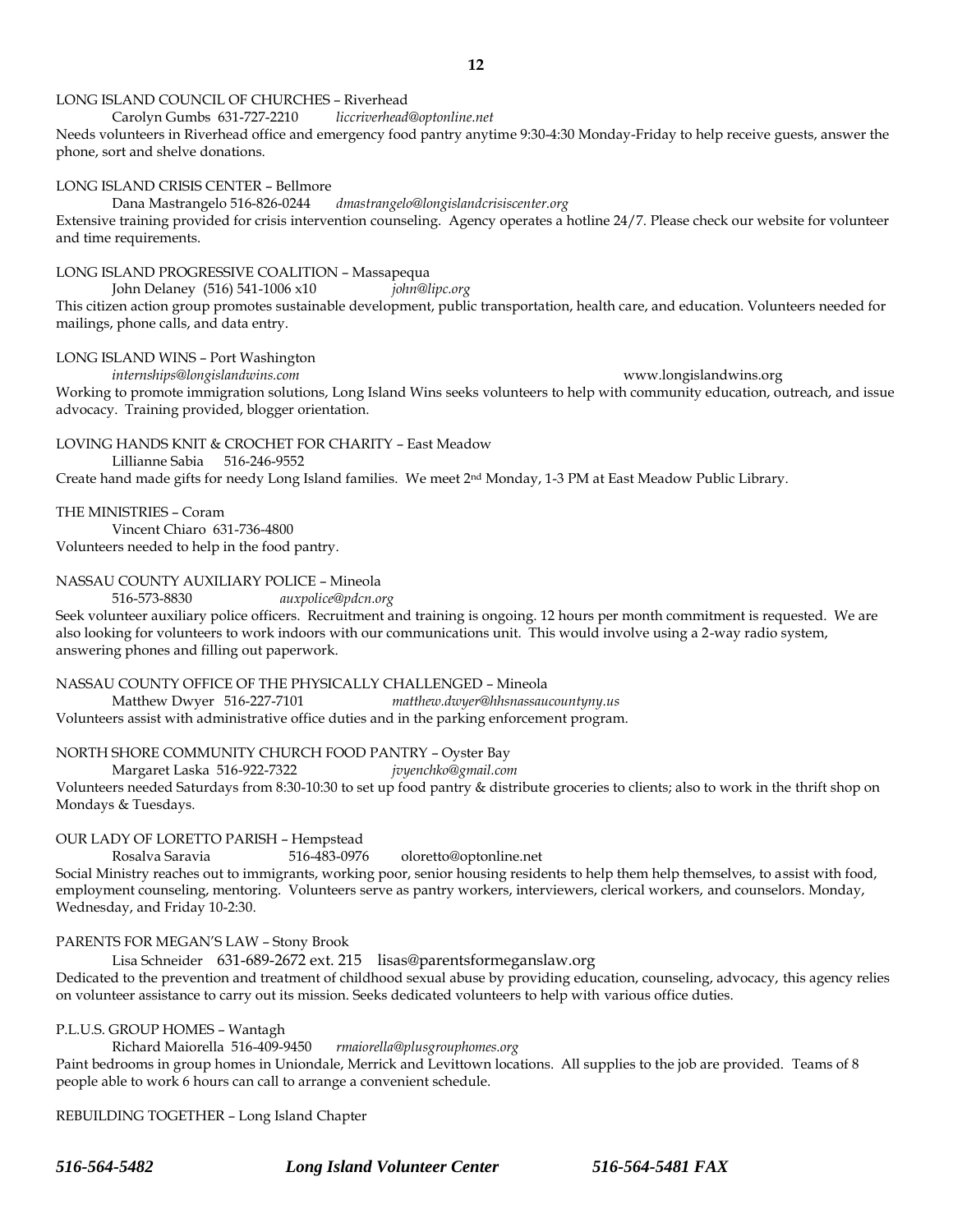LONG ISLAND COUNCIL OF CHURCHES – Riverhead

Carolyn Gumbs 631-727-2210 *liccriverhead@optonline.net*

Needs volunteers in Riverhead office and emergency food pantry anytime 9:30-4:30 Monday-Friday to help receive guests, answer the phone, sort and shelve donations.

LONG ISLAND CRISIS CENTER – Bellmore

Dana Mastrangelo 516-826-0244 *dmastrangelo@longislandcrisiscenter.org*

Extensive training provided for crisis intervention counseling. Agency operates a hotline 24/7. Please check our website for volunteer and time requirements.

LONG ISLAND PROGRESSIVE COALITION – Massapequa

John Delaney (516) 541-1006 x10 *john@lipc.org*

This citizen action group promotes sustainable development, public transportation, health care, and education. Volunteers needed for mailings, phone calls, and data entry.

LONG ISLAND WINS – Port Washington

*internships@longislandwins.com* www.longislandwins.org

Working to promote immigration solutions, Long Island Wins seeks volunteers to help with community education, outreach, and issue advocacy. Training provided, blogger orientation.

LOVING HANDS KNIT & CROCHET FOR CHARITY – East Meadow

Lillianne Sabia 516-246-9552

Create hand made gifts for needy Long Island families. We meet 2nd Monday, 1-3 PM at East Meadow Public Library.

THE MINISTRIES – Coram

Vincent Chiaro 631-736-4800

Volunteers needed to help in the food pantry.

NASSAU COUNTY AUXILIARY POLICE – Mineola

516-573-8830 *auxpolice@pdcn.org*

Seek volunteer auxiliary police officers. Recruitment and training is ongoing. 12 hours per month commitment is requested. We are also looking for volunteers to work indoors with our communications unit. This would involve using a 2-way radio system, answering phones and filling out paperwork.

NASSAU COUNTY OFFICE OF THE PHYSICALLY CHALLENGED – Mineola

Matthew Dwyer 516-227-7101 *matthew.dwyer@hhsnassaucountyny.us*

Volunteers assist with administrative office duties and in the parking enforcement program.

NORTH SHORE COMMUNITY CHURCH FOOD PANTRY – Oyster Bay

Margaret Laska 516-922-7322 *jvyenchko@gmail.com*

Volunteers needed Saturdays from 8:30-10:30 to set up food pantry & distribute groceries to clients; also to work in the thrift shop on Mondays & Tuesdays.

OUR LADY OF LORETTO PARISH – Hempstead

Rosalva Saravia 516-483-0976 oloretto@optonline.net

Social Ministry reaches out to immigrants, working poor, senior housing residents to help them help themselves, to assist with food, employment counseling, mentoring. Volunteers serve as pantry workers, interviewers, clerical workers, and counselors. Monday, Wednesday, and Friday 10-2:30.

PARENTS FOR MEGAN'S LAW – Stony Brook

Lisa Schneider 631-689-2672 ext. 215 lisas@parentsformeganslaw.org

Dedicated to the prevention and treatment of childhood sexual abuse by providing education, counseling, advocacy, this agency relies on volunteer assistance to carry out its mission. Seeks dedicated volunteers to help with various office duties.

P.L.U.S. GROUP HOMES – Wantagh

Richard Maiorella 516-409-9450 *rmaiorella@plusgrouphomes.org*

Paint bedrooms in group homes in Uniondale, Merrick and Levittown locations. All supplies to the job are provided. Teams of 8 people able to work 6 hours can call to arrange a convenient schedule.

REBUILDING TOGETHER – Long Island Chapter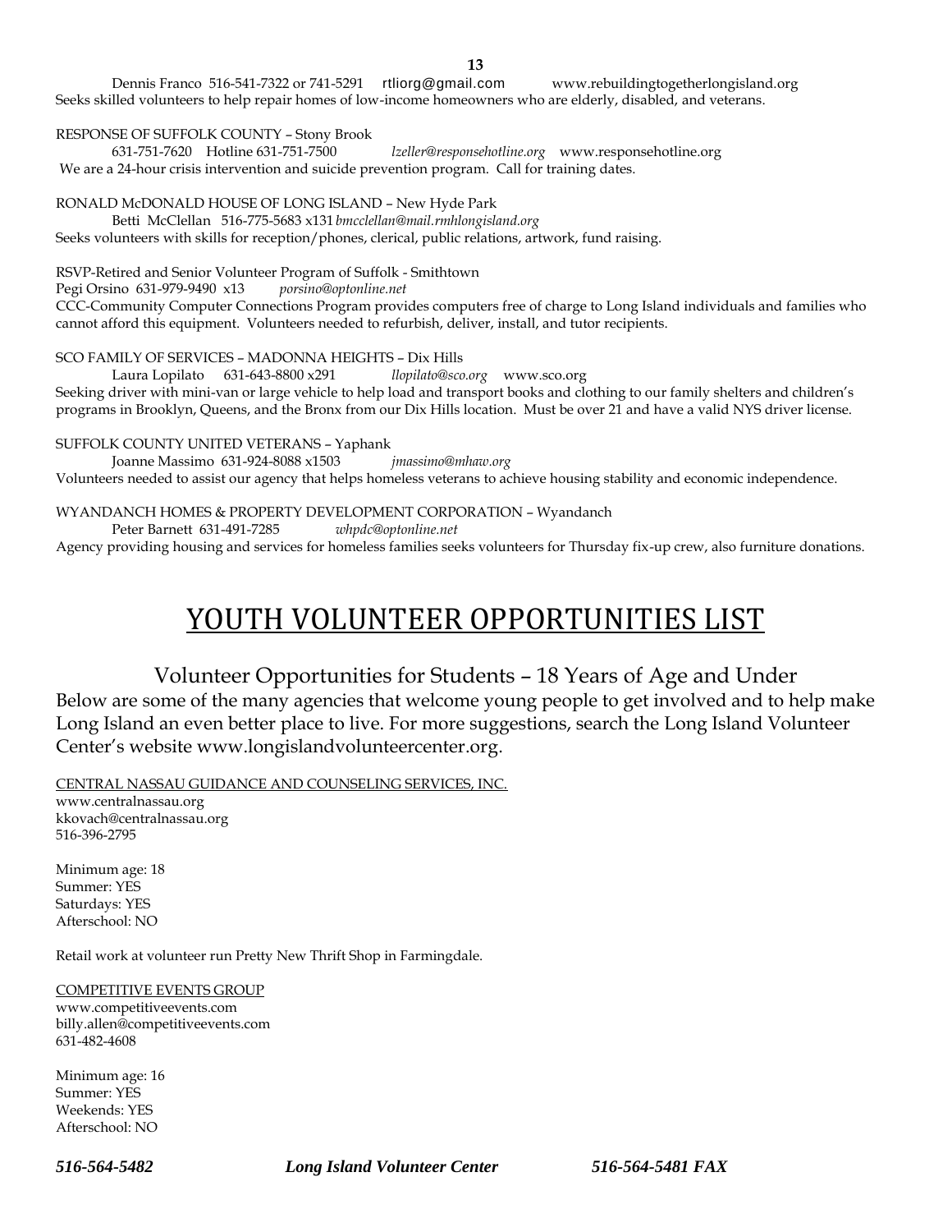Dennis Franco 516-541-7322 or 741-5291 rtliorg@gmail.com www.rebuildingtogetherlongisland.org
Seeks skilled volunteers to help repair homes of low-income homeowners who are elderly, disabled, and veterans.

RESPONSE OF SUFFOLK COUNTY – Stony Brook
631-751-7620 Hotline 631-751-7500 *lzeller@responsehotline.org* www.responsehotline.org
We are a 24-hour crisis intervention and suicide prevention program. Call for training dates.

RONALD McDONALD HOUSE OF LONG ISLAND – New Hyde Park
Betti McClellan 516-775-5683 x131 *bmcclellan@mail.rmhlongisland.org*
Seeks volunteers with skills for reception/phones, clerical, public relations, artwork, fund raising.

RSVP-Retired and Senior Volunteer Program of Suffolk - Smithtown
Pegi Orsino 631-979-9490 x13 *porsino@optonline.net*
CCC-Community Computer Connections Program provides computers free of charge to Long Island individuals and families who cannot afford this equipment. Volunteers needed to refurbish, deliver, install, and tutor recipients.

SCO FAMILY OF SERVICES – MADONNA HEIGHTS – Dix Hills
Laura Lopilato 631-643-8800 x291 *llopilato@sco.org* www.sco.org
Seeking driver with mini-van or large vehicle to help load and transport books and clothing to our family shelters and children's programs in Brooklyn, Queens, and the Bronx from our Dix Hills location. Must be over 21 and have a valid NYS driver license.

SUFFOLK COUNTY UNITED VETERANS – Yaphank
Joanne Massimo 631-924-8088 x1503 *jmassimo@mhaw.org*
Volunteers needed to assist our agency that helps homeless veterans to achieve housing stability and economic independence.

WYANDANCH HOMES & PROPERTY DEVELOPMENT CORPORATION – Wyandanch
Peter Barnett 631-491-7285 *whpdc@optonline.net*
Agency providing housing and services for homeless families seeks volunteers for Thursday fix-up crew, also furniture donations.

# YOUTH VOLUNTEER OPPORTUNITIES LIST

## Volunteer Opportunities for Students – 18 Years of Age and Under

Below are some of the many agencies that welcome young people to get involved and to help make Long Island an even better place to live. For more suggestions, search the Long Island Volunteer Center's website www.longislandvolunteercenter.org.

CENTRAL NASSAU GUIDANCE AND COUNSELING SERVICES, INC.
www.centralnassau.org
kkovach@centralnassau.org
516-396-2795

Minimum age: 18
Summer: YES
Saturdays: YES
Afterschool: NO

Retail work at volunteer run Pretty New Thrift Shop in Farmingdale.

COMPETITIVE EVENTS GROUP
www.competitiveevents.com
billy.allen@competitiveevents.com
631-482-4608

Minimum age: 16
Summer: YES
Weekends: YES
Afterschool: NO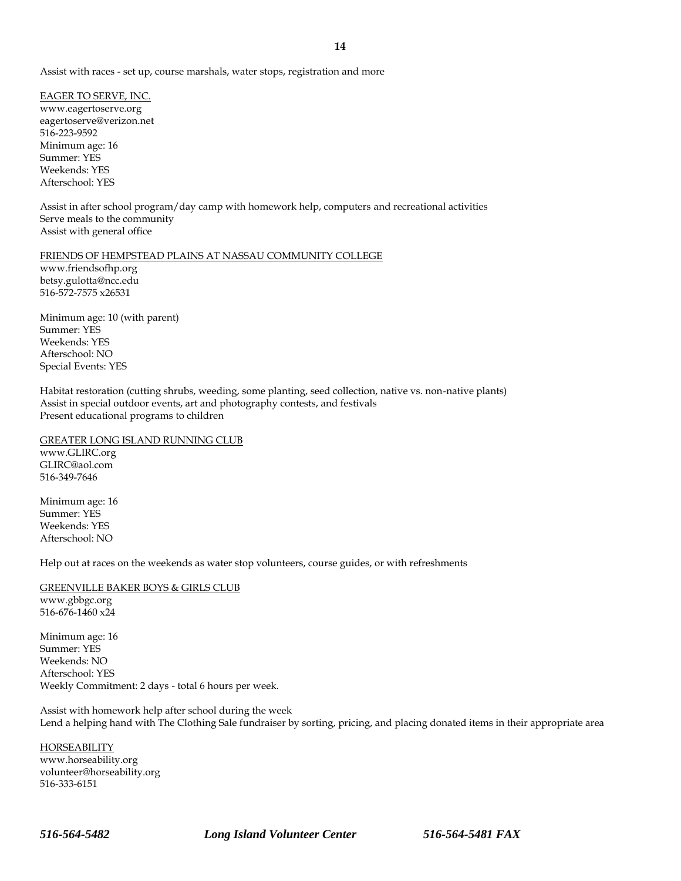Assist with races - set up, course marshals, water stops, registration and more

<u>EAGER TO SERVE, INC.</u>
www.eagertoserve.org
eagertoserve@verizon.net
516-223-9592
Minimum age: 16
Summer: YES
Weekends: YES
Afterschool: YES

Assist in after school program/day camp with homework help, computers and recreational activities
Serve meals to the community
Assist with general office

<u>FRIENDS OF HEMPSTEAD PLAINS AT NASSAU COMMUNITY COLLEGE</u>
www.friendsofhp.org
betsy.gulotta@ncc.edu
516-572-7575 x26531

Minimum age: 10 (with parent)
Summer: YES
Weekends: YES
Afterschool: NO
Special Events: YES

Habitat restoration (cutting shrubs, weeding, some planting, seed collection, native vs. non-native plants)
Assist in special outdoor events, art and photography contests, and festivals
Present educational programs to children

<u>GREATER LONG ISLAND RUNNING CLUB</u>
www.GLIRC.org
GLIRC@aol.com
516-349-7646

Minimum age: 16
Summer: YES
Weekends: YES
Afterschool: NO

Help out at races on the weekends as water stop volunteers, course guides, or with refreshments

<u>GREENVILLE BAKER BOYS & GIRLS CLUB</u>
www.gbbgc.org
516-676-1460 x24

Minimum age: 16
Summer: YES
Weekends: NO
Afterschool: YES
Weekly Commitment: 2 days - total 6 hours per week.

Assist with homework help after school during the week
Lend a helping hand with The Clothing Sale fundraiser by sorting, pricing, and placing donated items in their appropriate area

<u>HORSEABILITY</u>
www.horseability.org
volunteer@horseability.org
516-333-6151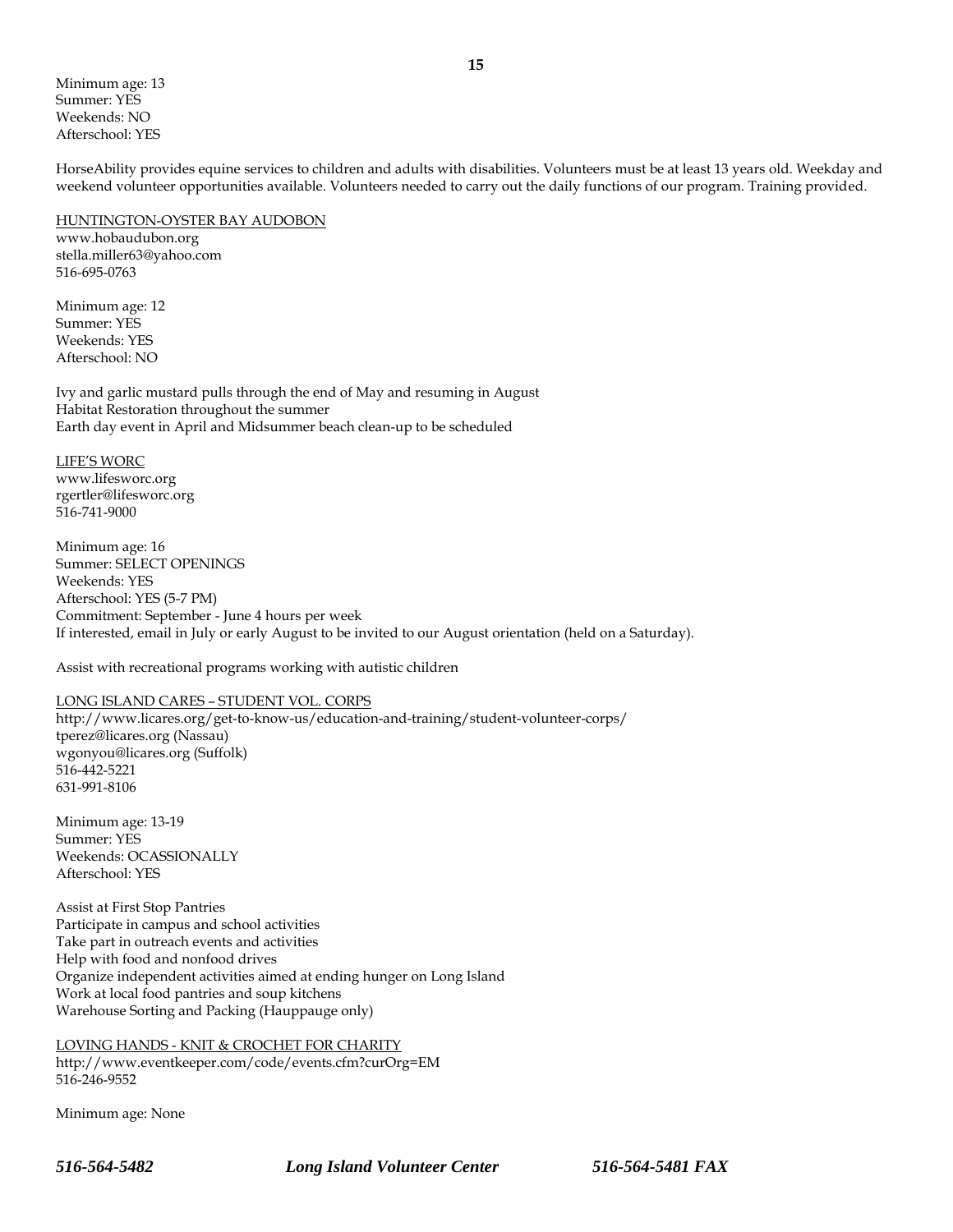Minimum age: 13
Summer: YES
Weekends: NO
Afterschool: YES

HorseAbility provides equine services to children and adults with disabilities. Volunteers must be at least 13 years old. Weekday and weekend volunteer opportunities available. Volunteers needed to carry out the daily functions of our program. Training provided.

<u>HUNTINGTON-OYSTER BAY AUDOBON</u>
www.hobaudubon.org
stella.miller63@yahoo.com
516-695-0763

Minimum age: 12
Summer: YES
Weekends: YES
Afterschool: NO

Ivy and garlic mustard pulls through the end of May and resuming in August
Habitat Restoration throughout the summer
Earth day event in April and Midsummer beach clean-up to be scheduled

<u>LIFE'S WORC</u>
www.lifesworc.org
rgertler@lifesworc.org
516-741-9000

Minimum age: 16
Summer: SELECT OPENINGS
Weekends: YES
Afterschool: YES (5-7 PM)
Commitment: September - June 4 hours per week
If interested, email in July or early August to be invited to our August orientation (held on a Saturday).

Assist with recreational programs working with autistic children

<u>LONG ISLAND CARES – STUDENT VOL. CORPS</u>
http://www.licares.org/get-to-know-us/education-and-training/student-volunteer-corps/
tperez@licares.org (Nassau)
wgonyou@licares.org (Suffolk)
516-442-5221
631-991-8106

Minimum age: 13-19
Summer: YES
Weekends: OCASSIONALLY
Afterschool: YES

Assist at First Stop Pantries
Participate in campus and school activities
Take part in outreach events and activities
Help with food and nonfood drives
Organize independent activities aimed at ending hunger on Long Island
Work at local food pantries and soup kitchens
Warehouse Sorting and Packing (Hauppauge only)

<u>LOVING HANDS - KNIT & CROCHET FOR CHARITY</u>
http://www.eventkeeper.com/code/events.cfm?curOrg=EM
516-246-9552

Minimum age: None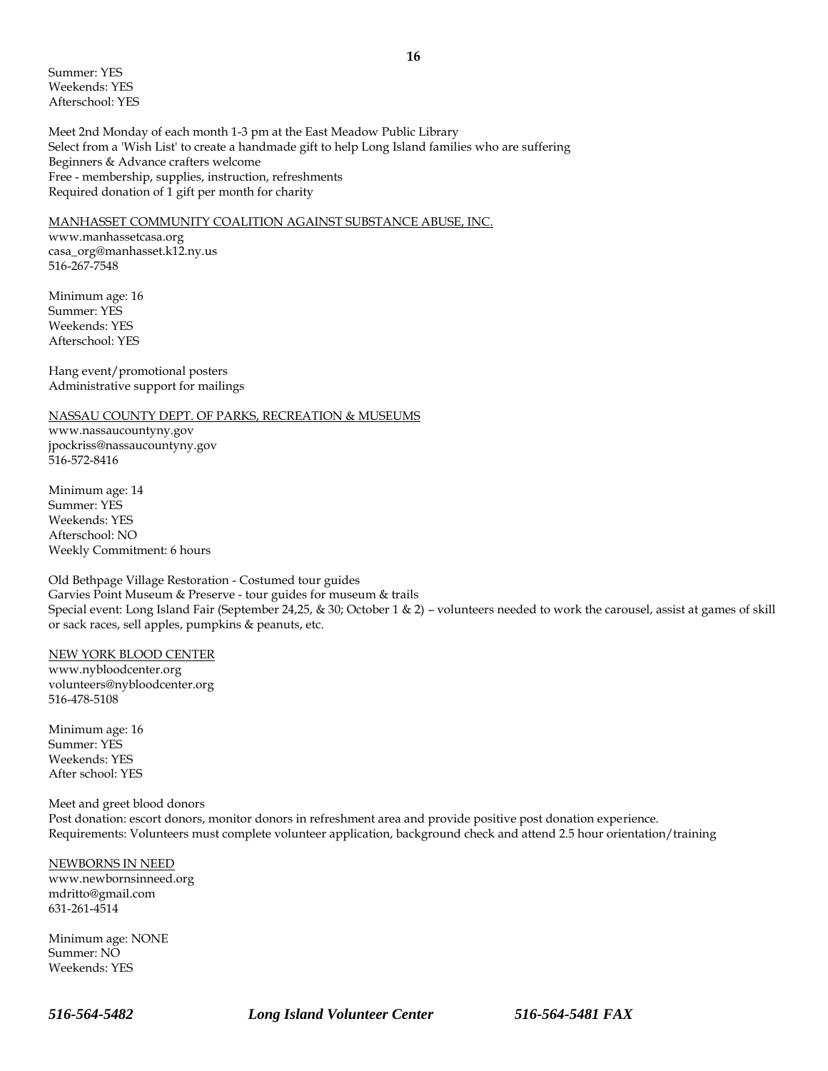Summer: YES
Weekends: YES
Afterschool: YES

Meet 2nd Monday of each month 1-3 pm at the East Meadow Public Library
Select from a 'Wish List' to create a handmade gift to help Long Island families who are suffering
Beginners & Advance crafters welcome
Free - membership, supplies, instruction, refreshments
Required donation of 1 gift per month for charity

<u>MANHASSET COMMUNITY COALITION AGAINST SUBSTANCE ABUSE, INC.</u>
www.manhassetcasa.org
casa_org@manhasset.k12.ny.us
516-267-7548

Minimum age: 16
Summer: YES
Weekends: YES
Afterschool: YES

Hang event/promotional posters
Administrative support for mailings

<u>NASSAU COUNTY DEPT. OF PARKS, RECREATION & MUSEUMS</u>
www.nassaucountyny.gov
jpockriss@nassaucountyny.gov
516-572-8416

Minimum age: 14
Summer: YES
Weekends: YES
Afterschool: NO
Weekly Commitment: 6 hours

Old Bethpage Village Restoration - Costumed tour guides
Garvies Point Museum & Preserve - tour guides for museum & trails
Special event: Long Island Fair (September 24,25, & 30; October 1 & 2) – volunteers needed to work the carousel, assist at games of skill or sack races, sell apples, pumpkins & peanuts, etc.

<u>NEW YORK BLOOD CENTER</u>
www.nybloodcenter.org
volunteers@nybloodcenter.org
516-478-5108

Minimum age: 16
Summer: YES
Weekends: YES
After school: YES

Meet and greet blood donors
Post donation: escort donors, monitor donors in refreshment area and provide positive post donation experience.
Requirements: Volunteers must complete volunteer application, background check and attend 2.5 hour orientation/training

<u>NEWBORNS IN NEED</u>
www.newbornsinneed.org
mdritto@gmail.com
631-261-4514

Minimum age: NONE
Summer: NO
Weekends: YES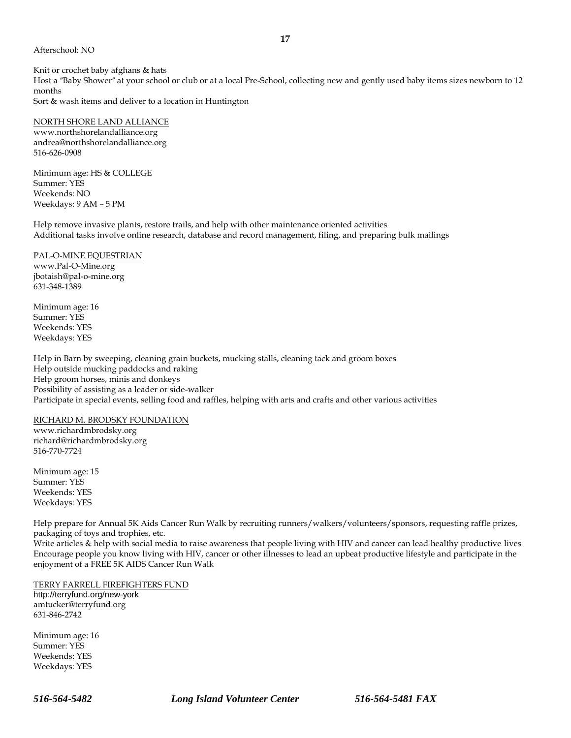Afterschool: NO

Knit or crochet baby afghans & hats
Host a "Baby Shower" at your school or club or at a local Pre-School, collecting new and gently used baby items sizes newborn to 12 months
Sort & wash items and deliver to a location in Huntington

NORTH SHORE LAND ALLIANCE
www.northshorelandalliance.org
andrea@northshorelandalliance.org
516-626-0908

Minimum age: HS & COLLEGE
Summer: YES
Weekends: NO
Weekdays: 9 AM – 5 PM

Help remove invasive plants, restore trails, and help with other maintenance oriented activities
Additional tasks involve online research, database and record management, filing, and preparing bulk mailings

PAL-O-MINE EQUESTRIAN
www.Pal-O-Mine.org
jbotaish@pal-o-mine.org
631-348-1389

Minimum age: 16
Summer: YES
Weekends: YES
Weekdays: YES

Help in Barn by sweeping, cleaning grain buckets, mucking stalls, cleaning tack and groom boxes
Help outside mucking paddocks and raking
Help groom horses, minis and donkeys
Possibility of assisting as a leader or side-walker
Participate in special events, selling food and raffles, helping with arts and crafts and other various activities

RICHARD M. BRODSKY FOUNDATION
www.richardmbrodsky.org
richard@richardmbrodsky.org
516-770-7724

Minimum age: 15
Summer: YES
Weekends: YES
Weekdays: YES

Help prepare for Annual 5K Aids Cancer Run Walk by recruiting runners/walkers/volunteers/sponsors, requesting raffle prizes, packaging of toys and trophies, etc.
Write articles & help with social media to raise awareness that people living with HIV and cancer can lead healthy productive lives
Encourage people you know living with HIV, cancer or other illnesses to lead an upbeat productive lifestyle and participate in the enjoyment of a FREE 5K AIDS Cancer Run Walk

TERRY FARRELL FIREFIGHTERS FUND
http://terryfund.org/new-york
amtucker@terryfund.org
631-846-2742

Minimum age: 16
Summer: YES
Weekends: YES
Weekdays: YES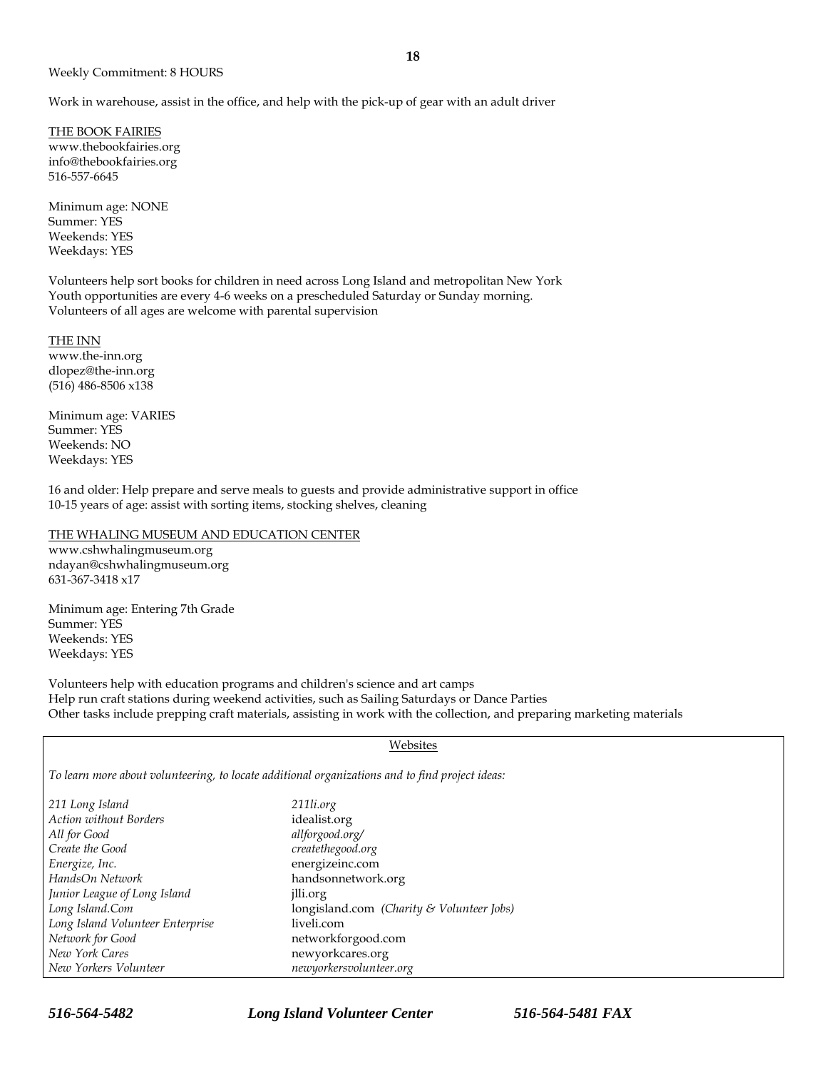Weekly Commitment: 8 HOURS

Work in warehouse, assist in the office, and help with the pick-up of gear with an adult driver

<u>THE BOOK FAIRIES</u>
www.thebookfairies.org
info@thebookfairies.org
516-557-6645

Minimum age: NONE
Summer: YES
Weekends: YES
Weekdays: YES

Volunteers help sort books for children in need across Long Island and metropolitan New York
Youth opportunities are every 4-6 weeks on a prescheduled Saturday or Sunday morning.
Volunteers of all ages are welcome with parental supervision

<u>THE INN</u>
www.the-inn.org
dlopez@the-inn.org
(516) 486-8506 x138

Minimum age: VARIES
Summer: YES
Weekends: NO
Weekdays: YES

16 and older: Help prepare and serve meals to guests and provide administrative support in office
10-15 years of age: assist with sorting items, stocking shelves, cleaning

<u>THE WHALING MUSEUM AND EDUCATION CENTER</u>
www.cshwhalingmuseum.org
ndayan@cshwhalingmuseum.org
631-367-3418 x17

Minimum age: Entering 7th Grade
Summer: YES
Weekends: YES
Weekdays: YES

Volunteers help with education programs and children's science and art camps
Help run craft stations during weekend activities, such as Sailing Saturdays or Dance Parties
Other tasks include prepping craft materials, assisting in work with the collection, and preparing marketing materials

<u>Websites</u>

*To learn more about volunteering, to locate additional organizations and to find project ideas:*

| | |
|---|---|
| *211 Long Island* | *211li.org* |
| *Action without Borders* | idealist.org |
| *All for Good* | *allforgood.org/* |
| *Create the Good* | *createthegood.org* |
| *Energize, Inc.* | energizeinc.com |
| *HandsOn Network* | handsonnetwork.org |
| *Junior League of Long Island* | jlli.org |
| *Long Island.Com* | longisland.com *(Charity & Volunteer Jobs)* |
| *Long Island Volunteer Enterprise* | liveli.com |
| *Network for Good* | networkforgood.com |
| *New York Cares* | newyorkcares.org |
| *New Yorkers Volunteer* | *newyorkersvolunteer.org* |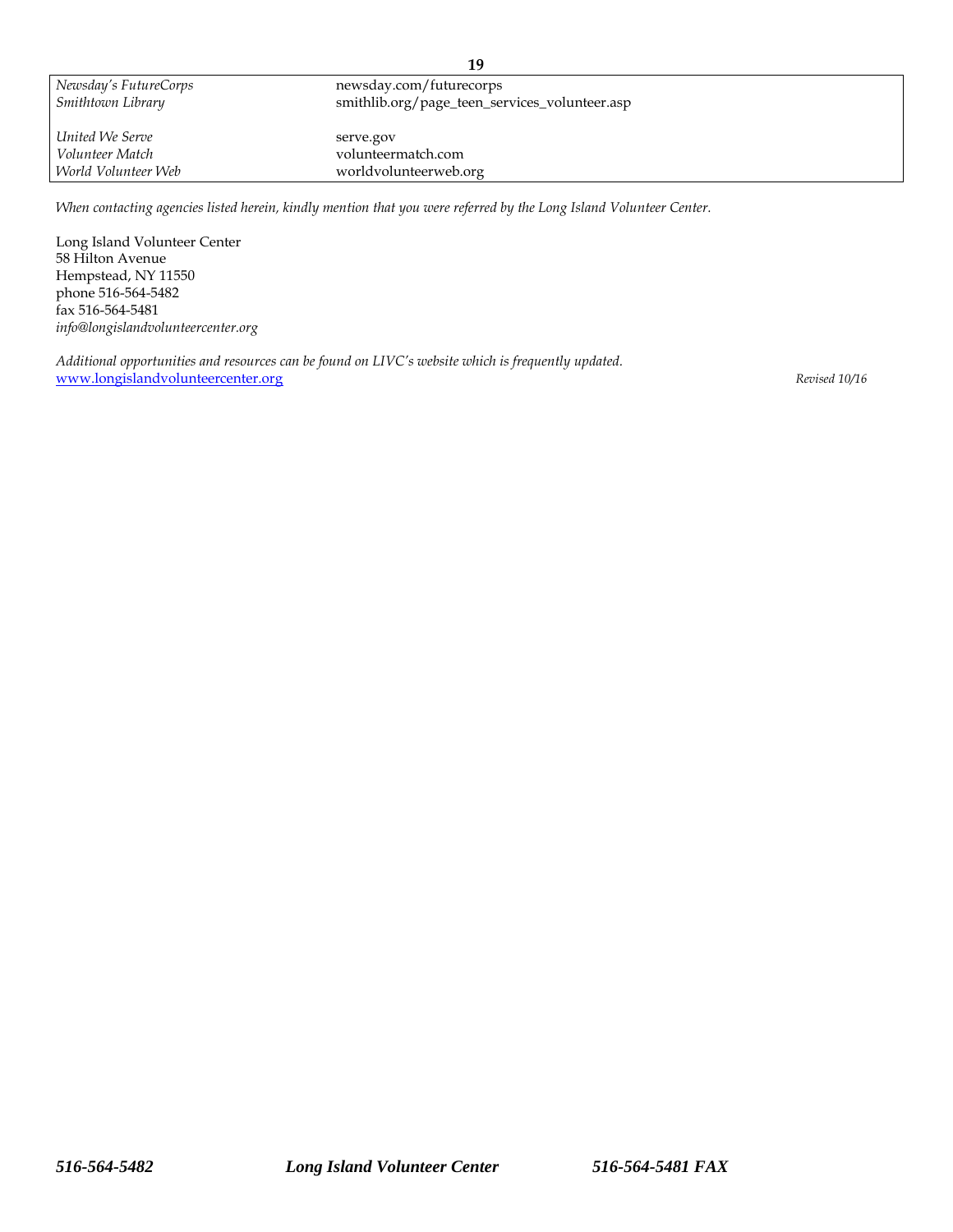| | |
|---|---|
| *Newsday's FutureCorps* | newsday.com/futurecorps |
| *Smithtown Library* | smithlib.org/page_teen_services_volunteer.asp |
| *United We Serve* | serve.gov |
| *Volunteer Match* | volunteermatch.com |
| *World Volunteer Web* | worldvolunteerweb.org |

*When contacting agencies listed herein, kindly mention that you were referred by the Long Island Volunteer Center.*

Long Island Volunteer Center
58 Hilton Avenue
Hempstead, NY 11550
phone 516-564-5482
fax 516-564-5481
*info@longislandvolunteercenter.org*

*Additional opportunities and resources can be found on LIVC's website which is frequently updated.*
www.longislandvolunteercenter.org

*Revised 10/16*